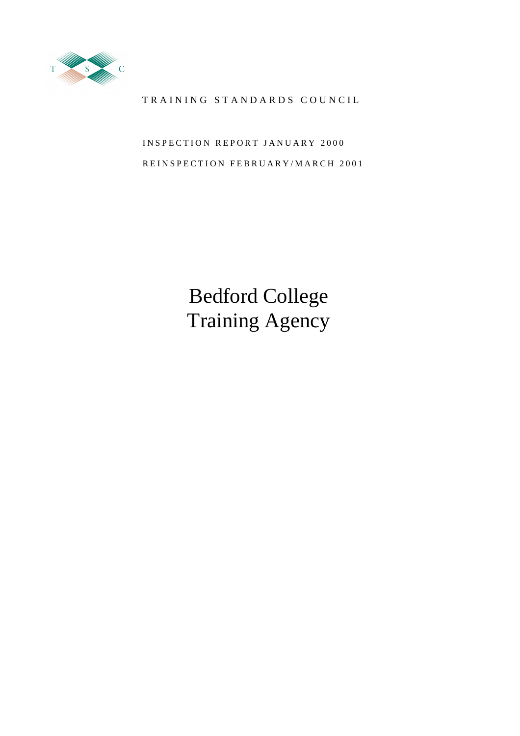TRAINING STANDARDS COUNCIL

INSPECTION REPORT JANUARY 2000

REINSPECTION FEBRUARY/MARCH 2001

# Bedford College Training Agency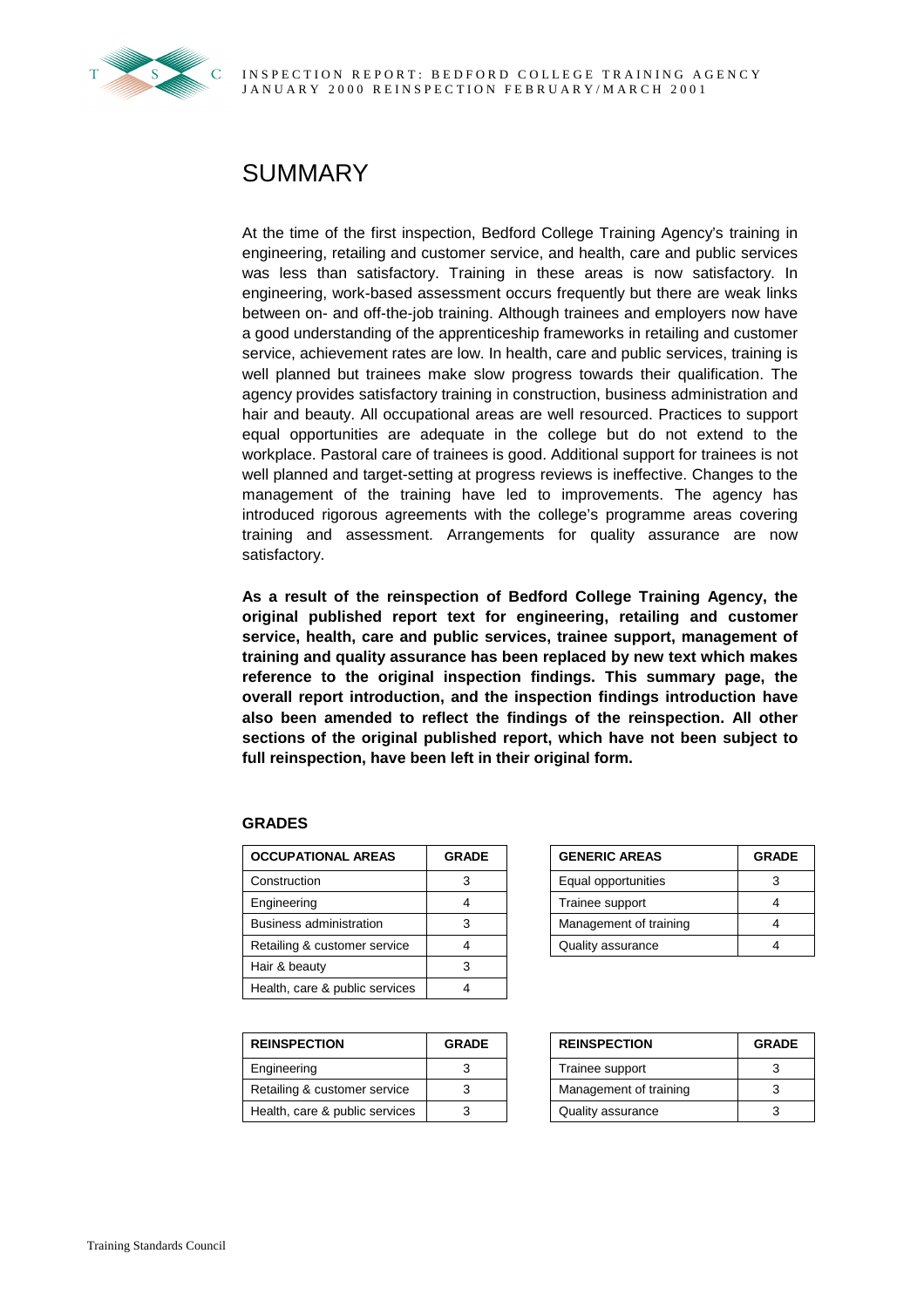# SUMMARY

At the time of the first inspection, Bedford College Training Agency's training in engineering, retailing and customer service, and health, care and public services was less than satisfactory. Training in these areas is now satisfactory. In engineering, work-based assessment occurs frequently but there are weak links between on- and off-the-job training. Although trainees and employers now have a good understanding of the apprenticeship frameworks in retailing and customer service, achievement rates are low. In health, care and public services, training is well planned but trainees make slow progress towards their qualification. The agency provides satisfactory training in construction, business administration and hair and beauty. All occupational areas are well resourced. Practices to support equal opportunities are adequate in the college but do not extend to the workplace. Pastoral care of trainees is good. Additional support for trainees is not well planned and target-setting at progress reviews is ineffective. Changes to the management of the training have led to improvements. The agency has introduced rigorous agreements with the college's programme areas covering training and assessment. Arrangements for quality assurance are now satisfactory.

**As a result of the reinspection of Bedford College Training Agency, the original published report text for engineering, retailing and customer service, health, care and public services, trainee support, management of training and quality assurance has been replaced by new text which makes reference to the original inspection findings. This summary page, the overall report introduction, and the inspection findings introduction have also been amended to reflect the findings of the reinspection. All other sections of the original published report, which have not been subject to full reinspection, have been left in their original form.**

### GRADES

| OCCUPATIONAL AREAS | GRADE |
|---|---|
| Construction | 3 |
| Engineering | 4 |
| Business administration | 3 |
| Retailing & customer service | 4 |
| Hair & beauty | 3 |
| Health, care & public services | 4 |

| GENERIC AREAS | GRADE |
|---|---|
| Equal opportunities | 3 |
| Trainee support | 4 |
| Management of training | 4 |
| Quality assurance | 4 |

| REINSPECTION | GRADE |
|---|---|
| Engineering | 3 |
| Retailing & customer service | 3 |
| Health, care & public services | 3 |

| REINSPECTION | GRADE |
|---|---|
| Trainee support | 3 |
| Management of training | 3 |
| Quality assurance | 3 |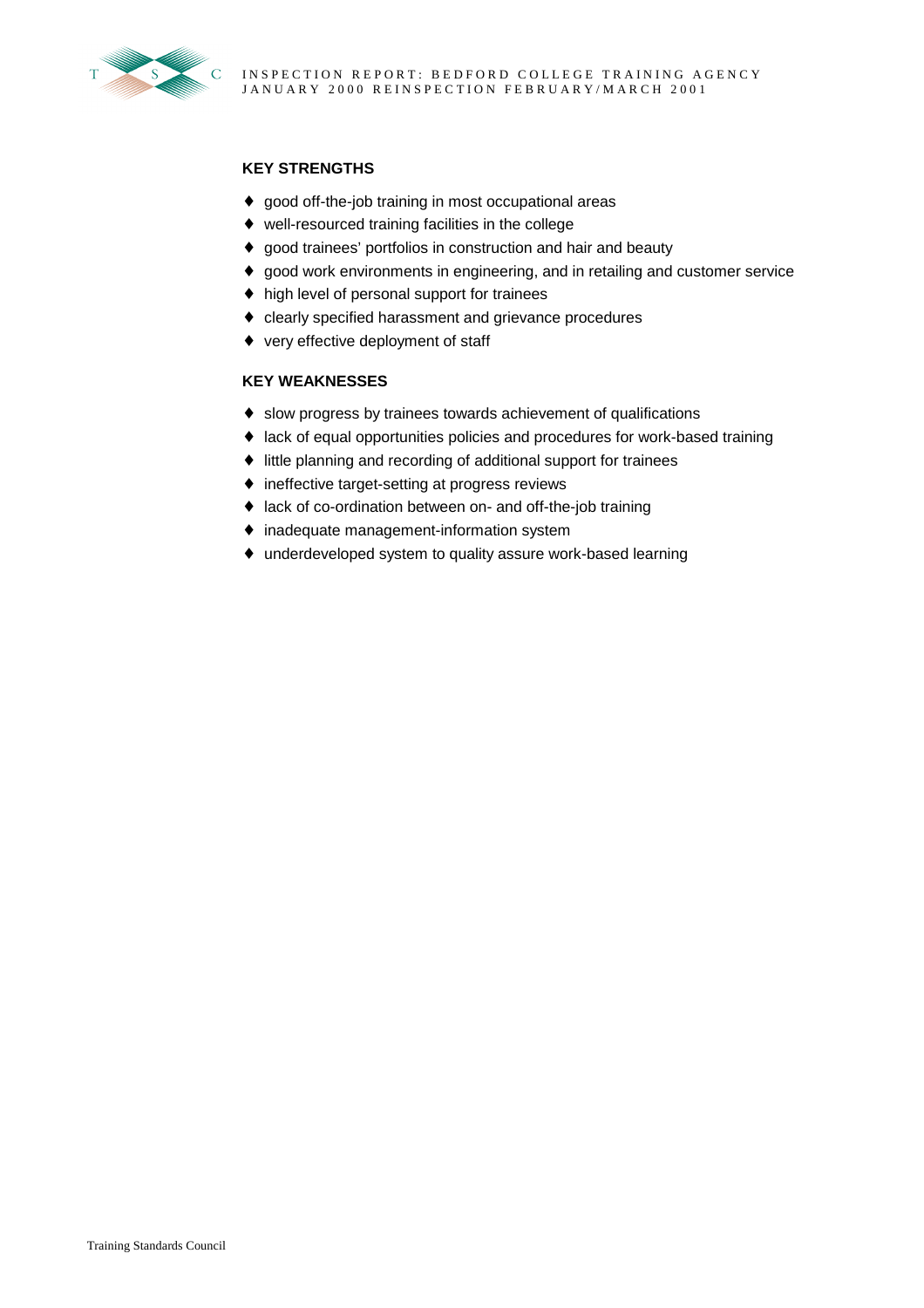### KEY STRENGTHS

- good off-the-job training in most occupational areas
- well-resourced training facilities in the college
- good trainees' portfolios in construction and hair and beauty
- good work environments in engineering, and in retailing and customer service
- high level of personal support for trainees
- clearly specified harassment and grievance procedures
- very effective deployment of staff

### KEY WEAKNESSES

- slow progress by trainees towards achievement of qualifications
- lack of equal opportunities policies and procedures for work-based training
- little planning and recording of additional support for trainees
- ineffective target-setting at progress reviews
- lack of co-ordination between on- and off-the-job training
- inadequate management-information system
- underdeveloped system to quality assure work-based learning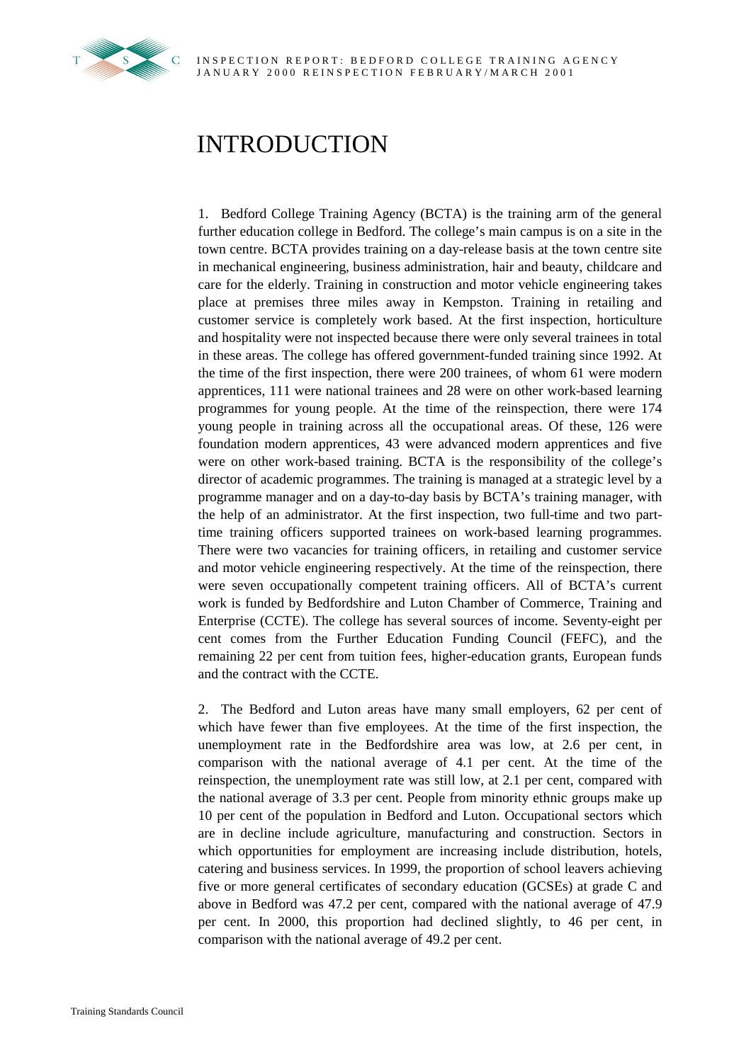# INTRODUCTION

1. Bedford College Training Agency (BCTA) is the training arm of the general further education college in Bedford. The college's main campus is on a site in the town centre. BCTA provides training on a day-release basis at the town centre site in mechanical engineering, business administration, hair and beauty, childcare and care for the elderly. Training in construction and motor vehicle engineering takes place at premises three miles away in Kempston. Training in retailing and customer service is completely work based. At the first inspection, horticulture and hospitality were not inspected because there were only several trainees in total in these areas. The college has offered government-funded training since 1992. At the time of the first inspection, there were 200 trainees, of whom 61 were modern apprentices, 111 were national trainees and 28 were on other work-based learning programmes for young people. At the time of the reinspection, there were 174 young people in training across all the occupational areas. Of these, 126 were foundation modern apprentices, 43 were advanced modern apprentices and five were on other work-based training. BCTA is the responsibility of the college's director of academic programmes. The training is managed at a strategic level by a programme manager and on a day-to-day basis by BCTA's training manager, with the help of an administrator. At the first inspection, two full-time and two part-time training officers supported trainees on work-based learning programmes. There were two vacancies for training officers, in retailing and customer service and motor vehicle engineering respectively. At the time of the reinspection, there were seven occupationally competent training officers. All of BCTA's current work is funded by Bedfordshire and Luton Chamber of Commerce, Training and Enterprise (CCTE). The college has several sources of income. Seventy-eight per cent comes from the Further Education Funding Council (FEFC), and the remaining 22 per cent from tuition fees, higher-education grants, European funds and the contract with the CCTE.

2. The Bedford and Luton areas have many small employers, 62 per cent of which have fewer than five employees. At the time of the first inspection, the unemployment rate in the Bedfordshire area was low, at 2.6 per cent, in comparison with the national average of 4.1 per cent. At the time of the reinspection, the unemployment rate was still low, at 2.1 per cent, compared with the national average of 3.3 per cent. People from minority ethnic groups make up 10 per cent of the population in Bedford and Luton. Occupational sectors which are in decline include agriculture, manufacturing and construction. Sectors in which opportunities for employment are increasing include distribution, hotels, catering and business services. In 1999, the proportion of school leavers achieving five or more general certificates of secondary education (GCSEs) at grade C and above in Bedford was 47.2 per cent, compared with the national average of 47.9 per cent. In 2000, this proportion had declined slightly, to 46 per cent, in comparison with the national average of 49.2 per cent.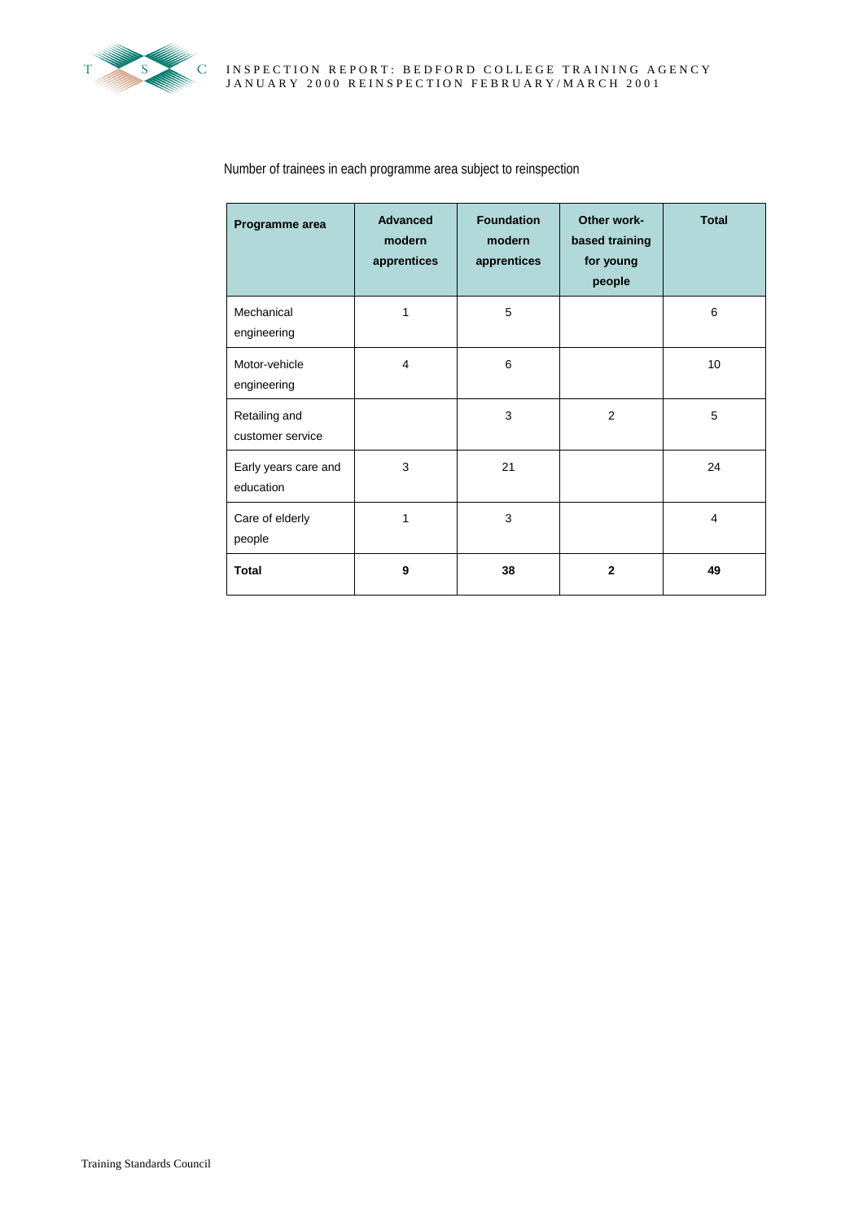Number of trainees in each programme area subject to reinspection

| Programme area | Advanced modern apprentices | Foundation modern apprentices | Other work-based training for young people | Total |
|---|---|---|---|---|
| Mechanical engineering | 1 | 5 | | 6 |
| Motor-vehicle engineering | 4 | 6 | | 10 |
| Retailing and customer service | | 3 | 2 | 5 |
| Early years care and education | 3 | 21 | | 24 |
| Care of elderly people | 1 | 3 | | 4 |
| **Total** | **9** | **38** | **2** | **49** |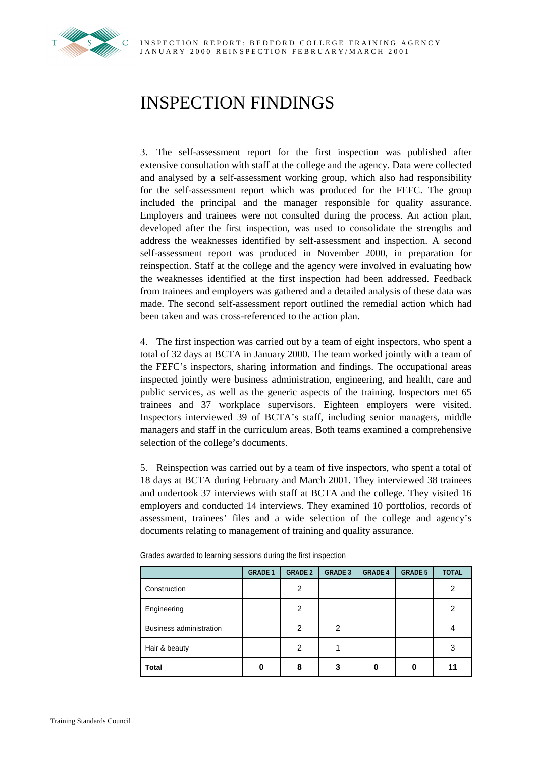# INSPECTION FINDINGS

3. The self-assessment report for the first inspection was published after extensive consultation with staff at the college and the agency. Data were collected and analysed by a self-assessment working group, which also had responsibility for the self-assessment report which was produced for the FEFC. The group included the principal and the manager responsible for quality assurance. Employers and trainees were not consulted during the process. An action plan, developed after the first inspection, was used to consolidate the strengths and address the weaknesses identified by self-assessment and inspection. A second self-assessment report was produced in November 2000, in preparation for reinspection. Staff at the college and the agency were involved in evaluating how the weaknesses identified at the first inspection had been addressed. Feedback from trainees and employers was gathered and a detailed analysis of these data was made. The second self-assessment report outlined the remedial action which had been taken and was cross-referenced to the action plan.

4. The first inspection was carried out by a team of eight inspectors, who spent a total of 32 days at BCTA in January 2000. The team worked jointly with a team of the FEFC's inspectors, sharing information and findings. The occupational areas inspected jointly were business administration, engineering, and health, care and public services, as well as the generic aspects of the training. Inspectors met 65 trainees and 37 workplace supervisors. Eighteen employers were visited. Inspectors interviewed 39 of BCTA's staff, including senior managers, middle managers and staff in the curriculum areas. Both teams examined a comprehensive selection of the college's documents.

5. Reinspection was carried out by a team of five inspectors, who spent a total of 18 days at BCTA during February and March 2001. They interviewed 38 trainees and undertook 37 interviews with staff at BCTA and the college. They visited 16 employers and conducted 14 interviews. They examined 10 portfolios, records of assessment, trainees' files and a wide selection of the college and agency's documents relating to management of training and quality assurance.

Grades awarded to learning sessions during the first inspection

| | GRADE 1 | GRADE 2 | GRADE 3 | GRADE 4 | GRADE 5 | TOTAL |
|---|---|---|---|---|---|---|
| Construction | | 2 | | | | 2 |
| Engineering | | 2 | | | | 2 |
| Business administration | | 2 | 2 | | | 4 |
| Hair & beauty | | 2 | 1 | | | 3 |
| **Total** | **0** | **8** | **3** | **0** | **0** | **11** |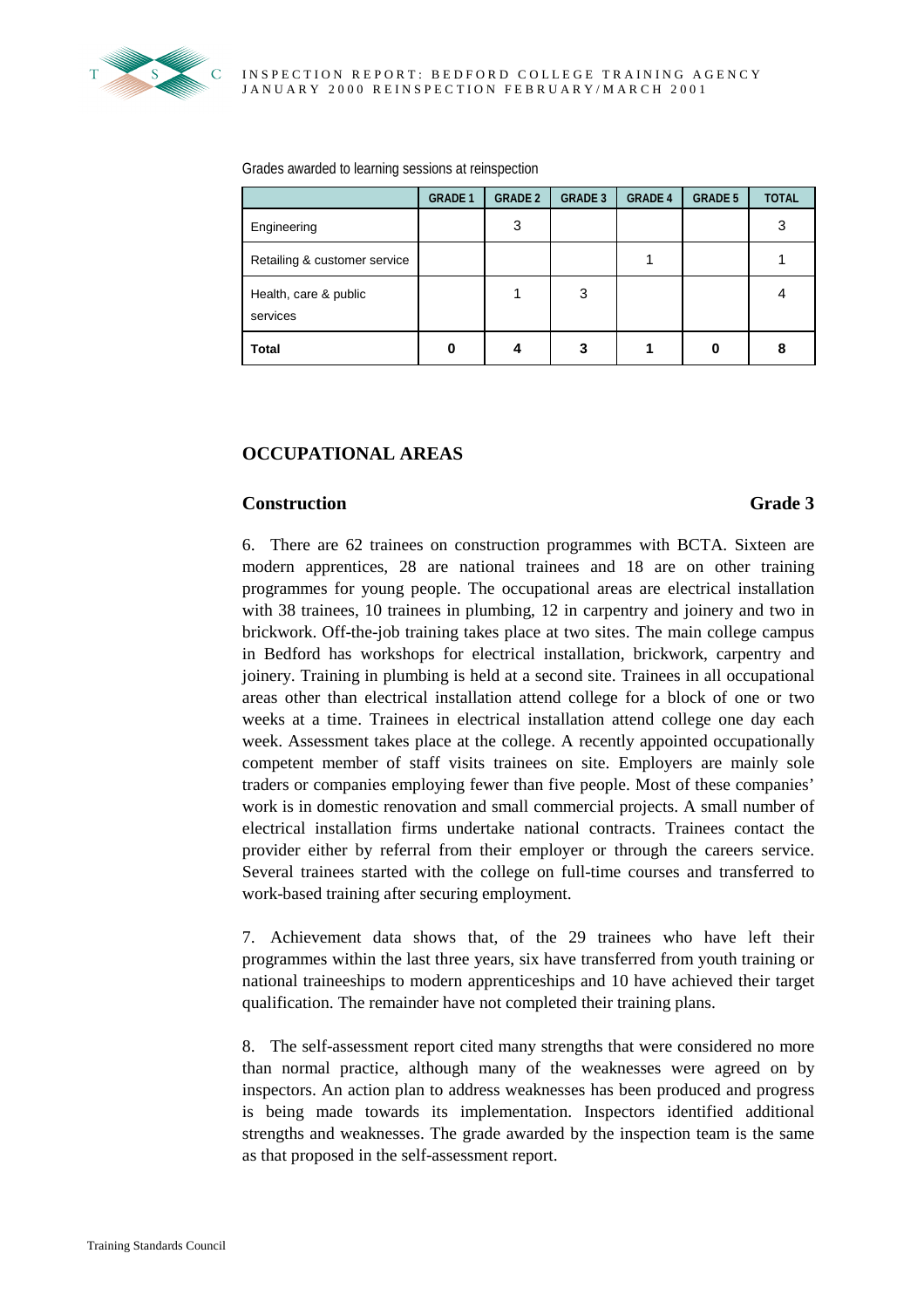Grades awarded to learning sessions at reinspection

| | GRADE 1 | GRADE 2 | GRADE 3 | GRADE 4 | GRADE 5 | TOTAL |
|---|---|---|---|---|---|---|
| Engineering | | 3 | | | | 3 |
| Retailing & customer service | | | | 1 | | 1 |
| Health, care & public services | | 1 | 3 | | | 4 |
| **Total** | **0** | **4** | **3** | **1** | **0** | **8** |

## OCCUPATIONAL AREAS

### Construction — Grade 3

6. There are 62 trainees on construction programmes with BCTA. Sixteen are modern apprentices, 28 are national trainees and 18 are on other training programmes for young people. The occupational areas are electrical installation with 38 trainees, 10 trainees in plumbing, 12 in carpentry and joinery and two in brickwork. Off-the-job training takes place at two sites. The main college campus in Bedford has workshops for electrical installation, brickwork, carpentry and joinery. Training in plumbing is held at a second site. Trainees in all occupational areas other than electrical installation attend college for a block of one or two weeks at a time. Trainees in electrical installation attend college one day each week. Assessment takes place at the college. A recently appointed occupationally competent member of staff visits trainees on site. Employers are mainly sole traders or companies employing fewer than five people. Most of these companies' work is in domestic renovation and small commercial projects. A small number of electrical installation firms undertake national contracts. Trainees contact the provider either by referral from their employer or through the careers service. Several trainees started with the college on full-time courses and transferred to work-based training after securing employment.

7. Achievement data shows that, of the 29 trainees who have left their programmes within the last three years, six have transferred from youth training or national traineeships to modern apprenticeships and 10 have achieved their target qualification. The remainder have not completed their training plans.

8. The self-assessment report cited many strengths that were considered no more than normal practice, although many of the weaknesses were agreed on by inspectors. An action plan to address weaknesses has been produced and progress is being made towards its implementation. Inspectors identified additional strengths and weaknesses. The grade awarded by the inspection team is the same as that proposed in the self-assessment report.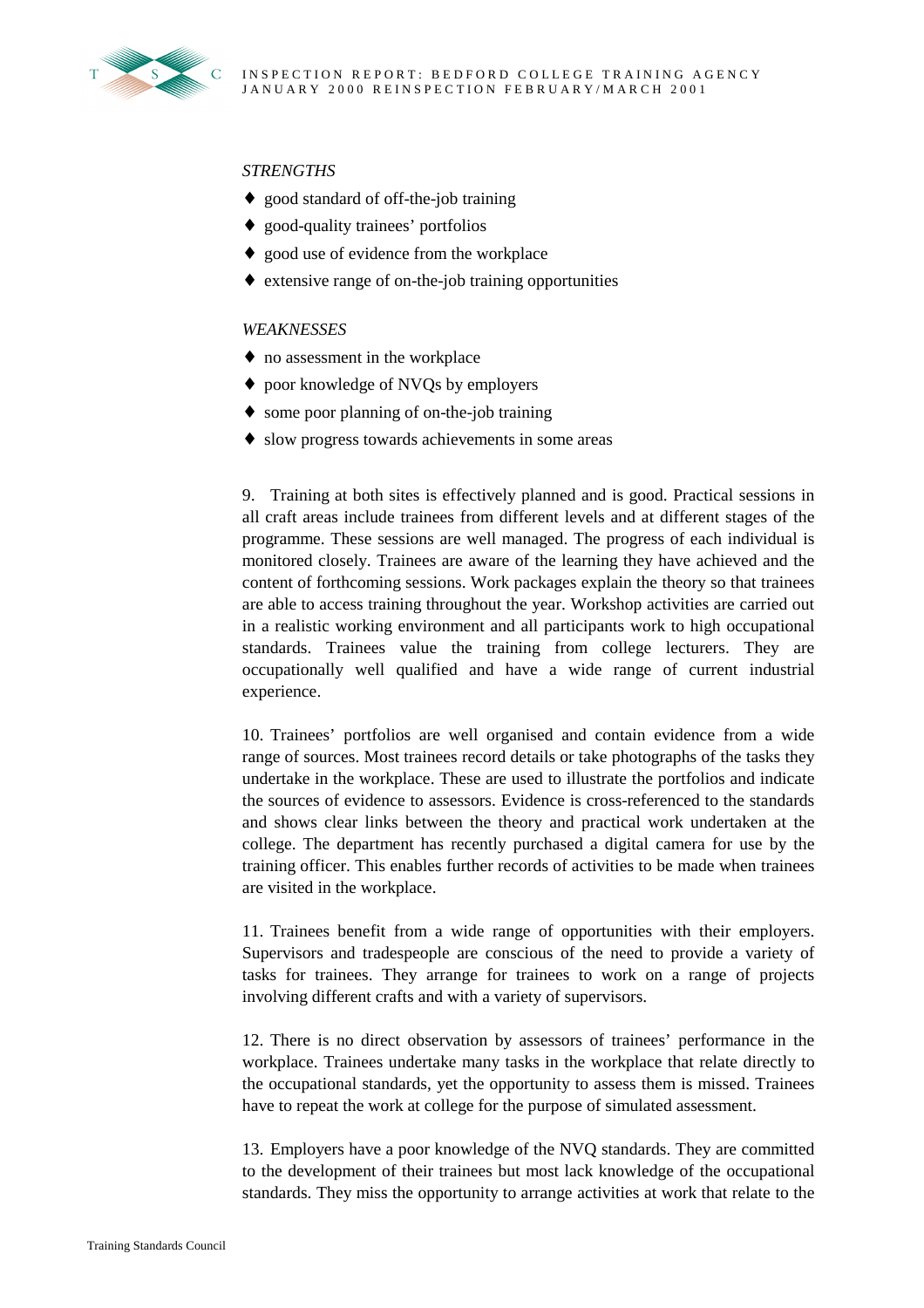*STRENGTHS*

- good standard of off-the-job training
- good-quality trainees' portfolios
- good use of evidence from the workplace
- extensive range of on-the-job training opportunities

*WEAKNESSES*

- no assessment in the workplace
- poor knowledge of NVQs by employers
- some poor planning of on-the-job training
- slow progress towards achievements in some areas

9. Training at both sites is effectively planned and is good. Practical sessions in all craft areas include trainees from different levels and at different stages of the programme. These sessions are well managed. The progress of each individual is monitored closely. Trainees are aware of the learning they have achieved and the content of forthcoming sessions. Work packages explain the theory so that trainees are able to access training throughout the year. Workshop activities are carried out in a realistic working environment and all participants work to high occupational standards. Trainees value the training from college lecturers. They are occupationally well qualified and have a wide range of current industrial experience.

10. Trainees' portfolios are well organised and contain evidence from a wide range of sources. Most trainees record details or take photographs of the tasks they undertake in the workplace. These are used to illustrate the portfolios and indicate the sources of evidence to assessors. Evidence is cross-referenced to the standards and shows clear links between the theory and practical work undertaken at the college. The department has recently purchased a digital camera for use by the training officer. This enables further records of activities to be made when trainees are visited in the workplace.

11. Trainees benefit from a wide range of opportunities with their employers. Supervisors and tradespeople are conscious of the need to provide a variety of tasks for trainees. They arrange for trainees to work on a range of projects involving different crafts and with a variety of supervisors.

12. There is no direct observation by assessors of trainees' performance in the workplace. Trainees undertake many tasks in the workplace that relate directly to the occupational standards, yet the opportunity to assess them is missed. Trainees have to repeat the work at college for the purpose of simulated assessment.

13. Employers have a poor knowledge of the NVQ standards. They are committed to the development of their trainees but most lack knowledge of the occupational standards. They miss the opportunity to arrange activities at work that relate to the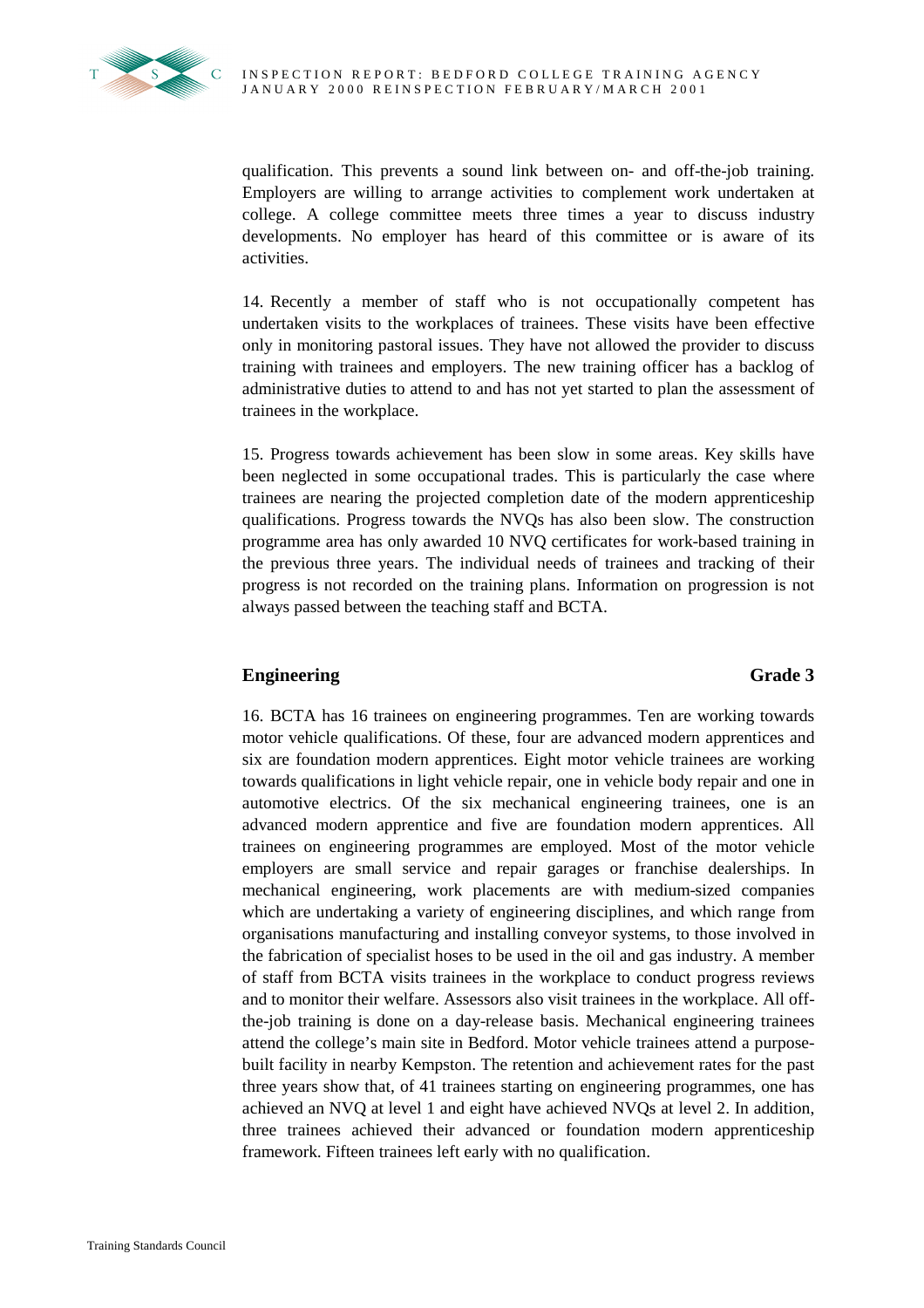qualification. This prevents a sound link between on- and off-the-job training. Employers are willing to arrange activities to complement work undertaken at college. A college committee meets three times a year to discuss industry developments. No employer has heard of this committee or is aware of its activities.

14. Recently a member of staff who is not occupationally competent has undertaken visits to the workplaces of trainees. These visits have been effective only in monitoring pastoral issues. They have not allowed the provider to discuss training with trainees and employers. The new training officer has a backlog of administrative duties to attend to and has not yet started to plan the assessment of trainees in the workplace.

15. Progress towards achievement has been slow in some areas. Key skills have been neglected in some occupational trades. This is particularly the case where trainees are nearing the projected completion date of the modern apprenticeship qualifications. Progress towards the NVQs has also been slow. The construction programme area has only awarded 10 NVQ certificates for work-based training in the previous three years. The individual needs of trainees and tracking of their progress is not recorded on the training plans. Information on progression is not always passed between the teaching staff and BCTA.

## Engineering — Grade 3

16. BCTA has 16 trainees on engineering programmes. Ten are working towards motor vehicle qualifications. Of these, four are advanced modern apprentices and six are foundation modern apprentices. Eight motor vehicle trainees are working towards qualifications in light vehicle repair, one in vehicle body repair and one in automotive electrics. Of the six mechanical engineering trainees, one is an advanced modern apprentice and five are foundation modern apprentices. All trainees on engineering programmes are employed. Most of the motor vehicle employers are small service and repair garages or franchise dealerships. In mechanical engineering, work placements are with medium-sized companies which are undertaking a variety of engineering disciplines, and which range from organisations manufacturing and installing conveyor systems, to those involved in the fabrication of specialist hoses to be used in the oil and gas industry. A member of staff from BCTA visits trainees in the workplace to conduct progress reviews and to monitor their welfare. Assessors also visit trainees in the workplace. All off-the-job training is done on a day-release basis. Mechanical engineering trainees attend the college's main site in Bedford. Motor vehicle trainees attend a purpose-built facility in nearby Kempston. The retention and achievement rates for the past three years show that, of 41 trainees starting on engineering programmes, one has achieved an NVQ at level 1 and eight have achieved NVQs at level 2. In addition, three trainees achieved their advanced or foundation modern apprenticeship framework. Fifteen trainees left early with no qualification.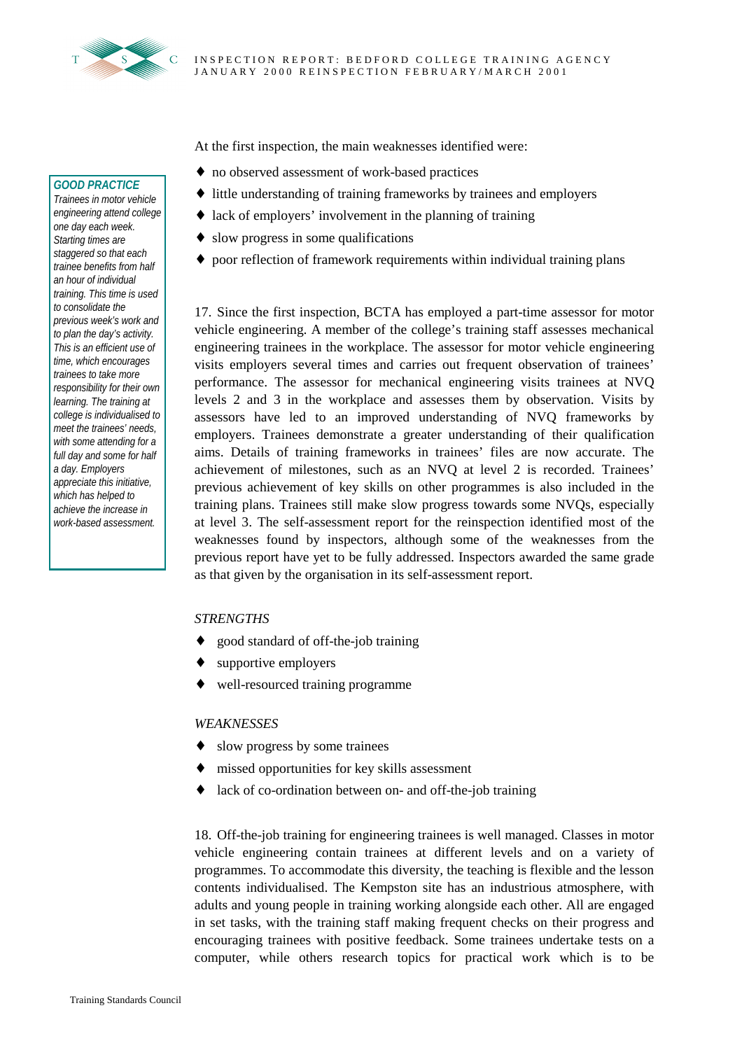At the first inspection, the main weaknesses identified were:

- no observed assessment of work-based practices
- little understanding of training frameworks by trainees and employers
- lack of employers' involvement in the planning of training
- slow progress in some qualifications
- poor reflection of framework requirements within individual training plans

***GOOD PRACTICE***
*Trainees in motor vehicle engineering attend college one day each week. Starting times are staggered so that each trainee benefits from half an hour of individual training. This time is used to consolidate the previous week's work and to plan the day's activity. This is an efficient use of time, which encourages trainees to take more responsibility for their own learning. The training at college is individualised to meet the trainees' needs, with some attending for a full day and some for half a day. Employers appreciate this initiative, which has helped to achieve the increase in work-based assessment.*

17. Since the first inspection, BCTA has employed a part-time assessor for motor vehicle engineering. A member of the college's training staff assesses mechanical engineering trainees in the workplace. The assessor for motor vehicle engineering visits employers several times and carries out frequent observation of trainees' performance. The assessor for mechanical engineering visits trainees at NVQ levels 2 and 3 in the workplace and assesses them by observation. Visits by assessors have led to an improved understanding of NVQ frameworks by employers. Trainees demonstrate a greater understanding of their qualification aims. Details of training frameworks in trainees' files are now accurate. The achievement of milestones, such as an NVQ at level 2 is recorded. Trainees' previous achievement of key skills on other programmes is also included in the training plans. Trainees still make slow progress towards some NVQs, especially at level 3. The self-assessment report for the reinspection identified most of the weaknesses found by inspectors, although some of the weaknesses from the previous report have yet to be fully addressed. Inspectors awarded the same grade as that given by the organisation in its self-assessment report.

*STRENGTHS*

- good standard of off-the-job training
- supportive employers
- well-resourced training programme

*WEAKNESSES*

- slow progress by some trainees
- missed opportunities for key skills assessment
- lack of co-ordination between on- and off-the-job training

18. Off-the-job training for engineering trainees is well managed. Classes in motor vehicle engineering contain trainees at different levels and on a variety of programmes. To accommodate this diversity, the teaching is flexible and the lesson contents individualised. The Kempston site has an industrious atmosphere, with adults and young people in training working alongside each other. All are engaged in set tasks, with the training staff making frequent checks on their progress and encouraging trainees with positive feedback. Some trainees undertake tests on a computer, while others research topics for practical work which is to be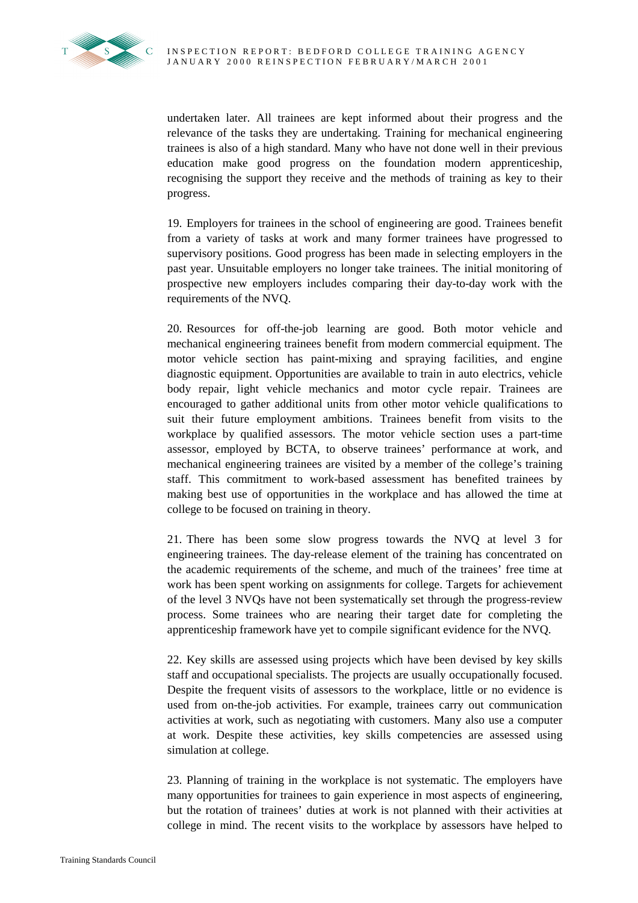undertaken later. All trainees are kept informed about their progress and the relevance of the tasks they are undertaking. Training for mechanical engineering trainees is also of a high standard. Many who have not done well in their previous education make good progress on the foundation modern apprenticeship, recognising the support they receive and the methods of training as key to their progress.

19. Employers for trainees in the school of engineering are good. Trainees benefit from a variety of tasks at work and many former trainees have progressed to supervisory positions. Good progress has been made in selecting employers in the past year. Unsuitable employers no longer take trainees. The initial monitoring of prospective new employers includes comparing their day-to-day work with the requirements of the NVQ.

20. Resources for off-the-job learning are good. Both motor vehicle and mechanical engineering trainees benefit from modern commercial equipment. The motor vehicle section has paint-mixing and spraying facilities, and engine diagnostic equipment. Opportunities are available to train in auto electrics, vehicle body repair, light vehicle mechanics and motor cycle repair. Trainees are encouraged to gather additional units from other motor vehicle qualifications to suit their future employment ambitions. Trainees benefit from visits to the workplace by qualified assessors. The motor vehicle section uses a part-time assessor, employed by BCTA, to observe trainees' performance at work, and mechanical engineering trainees are visited by a member of the college's training staff. This commitment to work-based assessment has benefited trainees by making best use of opportunities in the workplace and has allowed the time at college to be focused on training in theory.

21. There has been some slow progress towards the NVQ at level 3 for engineering trainees. The day-release element of the training has concentrated on the academic requirements of the scheme, and much of the trainees' free time at work has been spent working on assignments for college. Targets for achievement of the level 3 NVQs have not been systematically set through the progress-review process. Some trainees who are nearing their target date for completing the apprenticeship framework have yet to compile significant evidence for the NVQ.

22. Key skills are assessed using projects which have been devised by key skills staff and occupational specialists. The projects are usually occupationally focused. Despite the frequent visits of assessors to the workplace, little or no evidence is used from on-the-job activities. For example, trainees carry out communication activities at work, such as negotiating with customers. Many also use a computer at work. Despite these activities, key skills competencies are assessed using simulation at college.

23. Planning of training in the workplace is not systematic. The employers have many opportunities for trainees to gain experience in most aspects of engineering, but the rotation of trainees' duties at work is not planned with their activities at college in mind. The recent visits to the workplace by assessors have helped to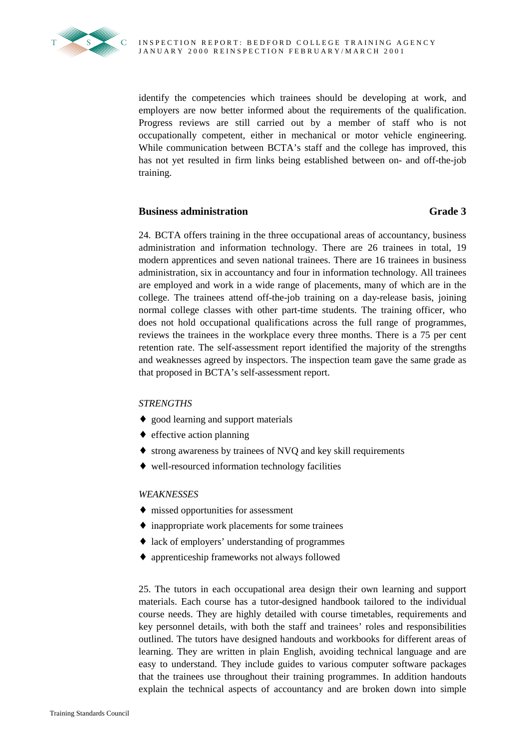identify the competencies which trainees should be developing at work, and employers are now better informed about the requirements of the qualification. Progress reviews are still carried out by a member of staff who is not occupationally competent, either in mechanical or motor vehicle engineering. While communication between BCTA's staff and the college has improved, this has not yet resulted in firm links being established between on- and off-the-job training.

### Business administration — Grade 3

24. BCTA offers training in the three occupational areas of accountancy, business administration and information technology. There are 26 trainees in total, 19 modern apprentices and seven national trainees. There are 16 trainees in business administration, six in accountancy and four in information technology. All trainees are employed and work in a wide range of placements, many of which are in the college. The trainees attend off-the-job training on a day-release basis, joining normal college classes with other part-time students. The training officer, who does not hold occupational qualifications across the full range of programmes, reviews the trainees in the workplace every three months. There is a 75 per cent retention rate. The self-assessment report identified the majority of the strengths and weaknesses agreed by inspectors. The inspection team gave the same grade as that proposed in BCTA's self-assessment report.

*STRENGTHS*

- good learning and support materials
- effective action planning
- strong awareness by trainees of NVQ and key skill requirements
- well-resourced information technology facilities

*WEAKNESSES*

- missed opportunities for assessment
- inappropriate work placements for some trainees
- lack of employers' understanding of programmes
- apprenticeship frameworks not always followed

25. The tutors in each occupational area design their own learning and support materials. Each course has a tutor-designed handbook tailored to the individual course needs. They are highly detailed with course timetables, requirements and key personnel details, with both the staff and trainees' roles and responsibilities outlined. The tutors have designed handouts and workbooks for different areas of learning. They are written in plain English, avoiding technical language and are easy to understand. They include guides to various computer software packages that the trainees use throughout their training programmes. In addition handouts explain the technical aspects of accountancy and are broken down into simple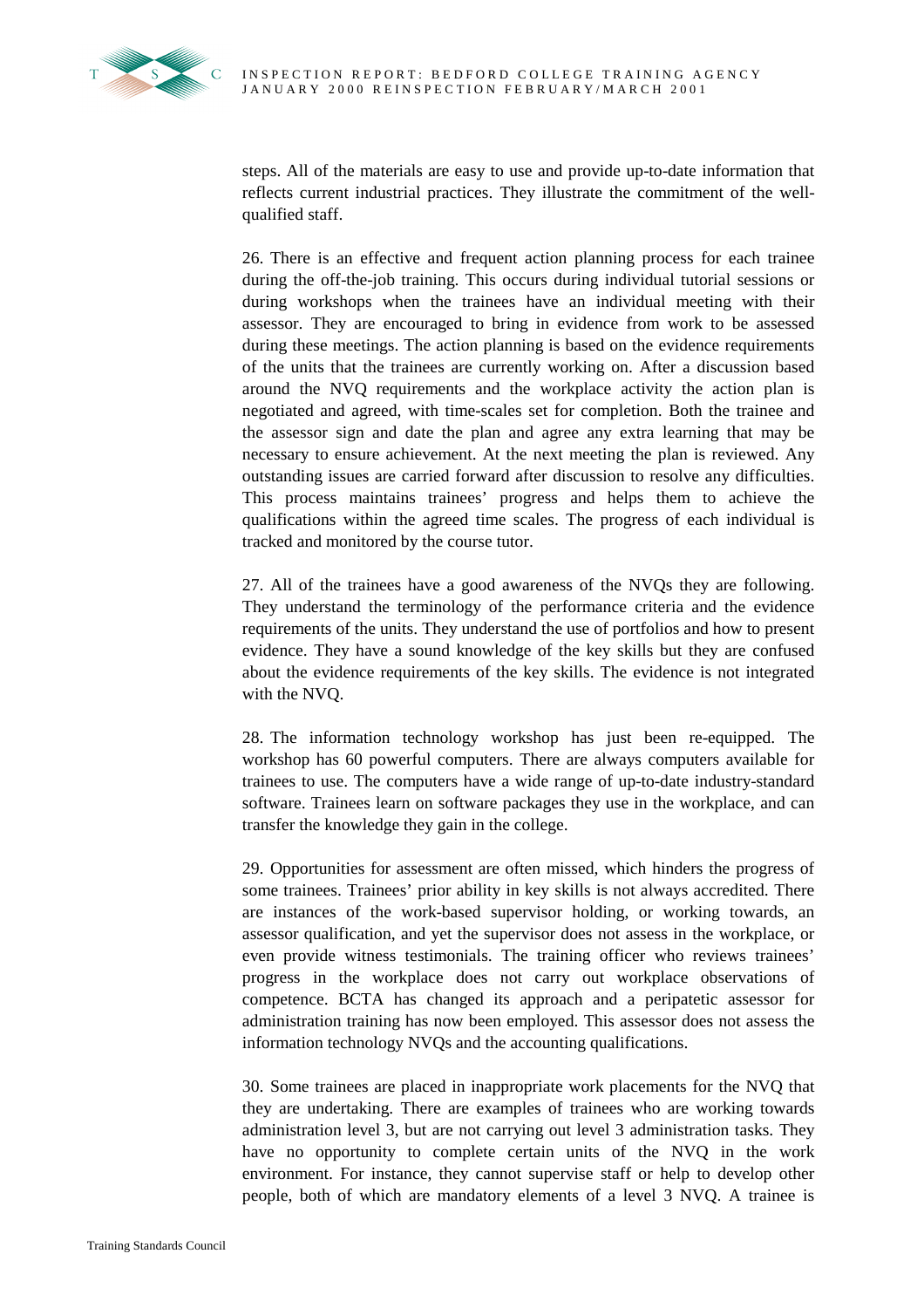steps. All of the materials are easy to use and provide up-to-date information that reflects current industrial practices. They illustrate the commitment of the well-qualified staff.

26. There is an effective and frequent action planning process for each trainee during the off-the-job training. This occurs during individual tutorial sessions or during workshops when the trainees have an individual meeting with their assessor. They are encouraged to bring in evidence from work to be assessed during these meetings. The action planning is based on the evidence requirements of the units that the trainees are currently working on. After a discussion based around the NVQ requirements and the workplace activity the action plan is negotiated and agreed, with time-scales set for completion. Both the trainee and the assessor sign and date the plan and agree any extra learning that may be necessary to ensure achievement. At the next meeting the plan is reviewed. Any outstanding issues are carried forward after discussion to resolve any difficulties. This process maintains trainees' progress and helps them to achieve the qualifications within the agreed time scales. The progress of each individual is tracked and monitored by the course tutor.

27. All of the trainees have a good awareness of the NVQs they are following. They understand the terminology of the performance criteria and the evidence requirements of the units. They understand the use of portfolios and how to present evidence. They have a sound knowledge of the key skills but they are confused about the evidence requirements of the key skills. The evidence is not integrated with the NVQ.

28. The information technology workshop has just been re-equipped. The workshop has 60 powerful computers. There are always computers available for trainees to use. The computers have a wide range of up-to-date industry-standard software. Trainees learn on software packages they use in the workplace, and can transfer the knowledge they gain in the college.

29. Opportunities for assessment are often missed, which hinders the progress of some trainees. Trainees' prior ability in key skills is not always accredited. There are instances of the work-based supervisor holding, or working towards, an assessor qualification, and yet the supervisor does not assess in the workplace, or even provide witness testimonials. The training officer who reviews trainees' progress in the workplace does not carry out workplace observations of competence. BCTA has changed its approach and a peripatetic assessor for administration training has now been employed. This assessor does not assess the information technology NVQs and the accounting qualifications.

30. Some trainees are placed in inappropriate work placements for the NVQ that they are undertaking. There are examples of trainees who are working towards administration level 3, but are not carrying out level 3 administration tasks. They have no opportunity to complete certain units of the NVQ in the work environment. For instance, they cannot supervise staff or help to develop other people, both of which are mandatory elements of a level 3 NVQ. A trainee is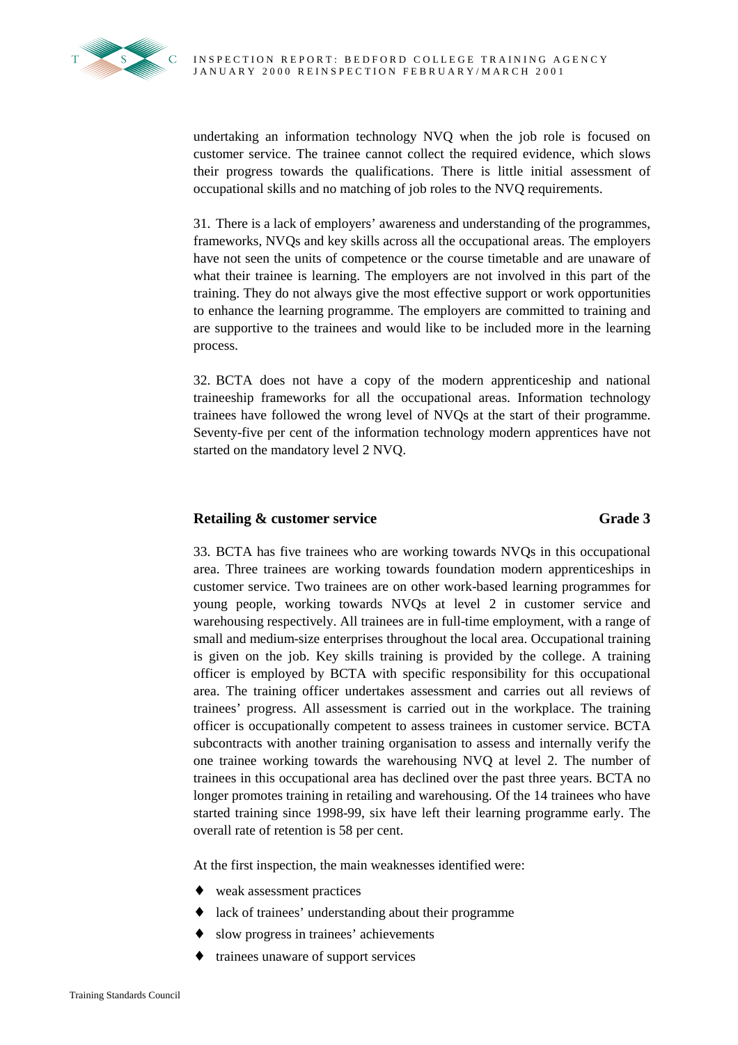undertaking an information technology NVQ when the job role is focused on customer service. The trainee cannot collect the required evidence, which slows their progress towards the qualifications. There is little initial assessment of occupational skills and no matching of job roles to the NVQ requirements.

31. There is a lack of employers' awareness and understanding of the programmes, frameworks, NVQs and key skills across all the occupational areas. The employers have not seen the units of competence or the course timetable and are unaware of what their trainee is learning. The employers are not involved in this part of the training. They do not always give the most effective support or work opportunities to enhance the learning programme. The employers are committed to training and are supportive to the trainees and would like to be included more in the learning process.

32. BCTA does not have a copy of the modern apprenticeship and national traineeship frameworks for all the occupational areas. Information technology trainees have followed the wrong level of NVQs at the start of their programme. Seventy-five per cent of the information technology modern apprentices have not started on the mandatory level 2 NVQ.

## Retailing & customer service — Grade 3

33. BCTA has five trainees who are working towards NVQs in this occupational area. Three trainees are working towards foundation modern apprenticeships in customer service. Two trainees are on other work-based learning programmes for young people, working towards NVQs at level 2 in customer service and warehousing respectively. All trainees are in full-time employment, with a range of small and medium-size enterprises throughout the local area. Occupational training is given on the job. Key skills training is provided by the college. A training officer is employed by BCTA with specific responsibility for this occupational area. The training officer undertakes assessment and carries out all reviews of trainees' progress. All assessment is carried out in the workplace. The training officer is occupationally competent to assess trainees in customer service. BCTA subcontracts with another training organisation to assess and internally verify the one trainee working towards the warehousing NVQ at level 2. The number of trainees in this occupational area has declined over the past three years. BCTA no longer promotes training in retailing and warehousing. Of the 14 trainees who have started training since 1998-99, six have left their learning programme early. The overall rate of retention is 58 per cent.

At the first inspection, the main weaknesses identified were:

- weak assessment practices
- lack of trainees' understanding about their programme
- slow progress in trainees' achievements
- trainees unaware of support services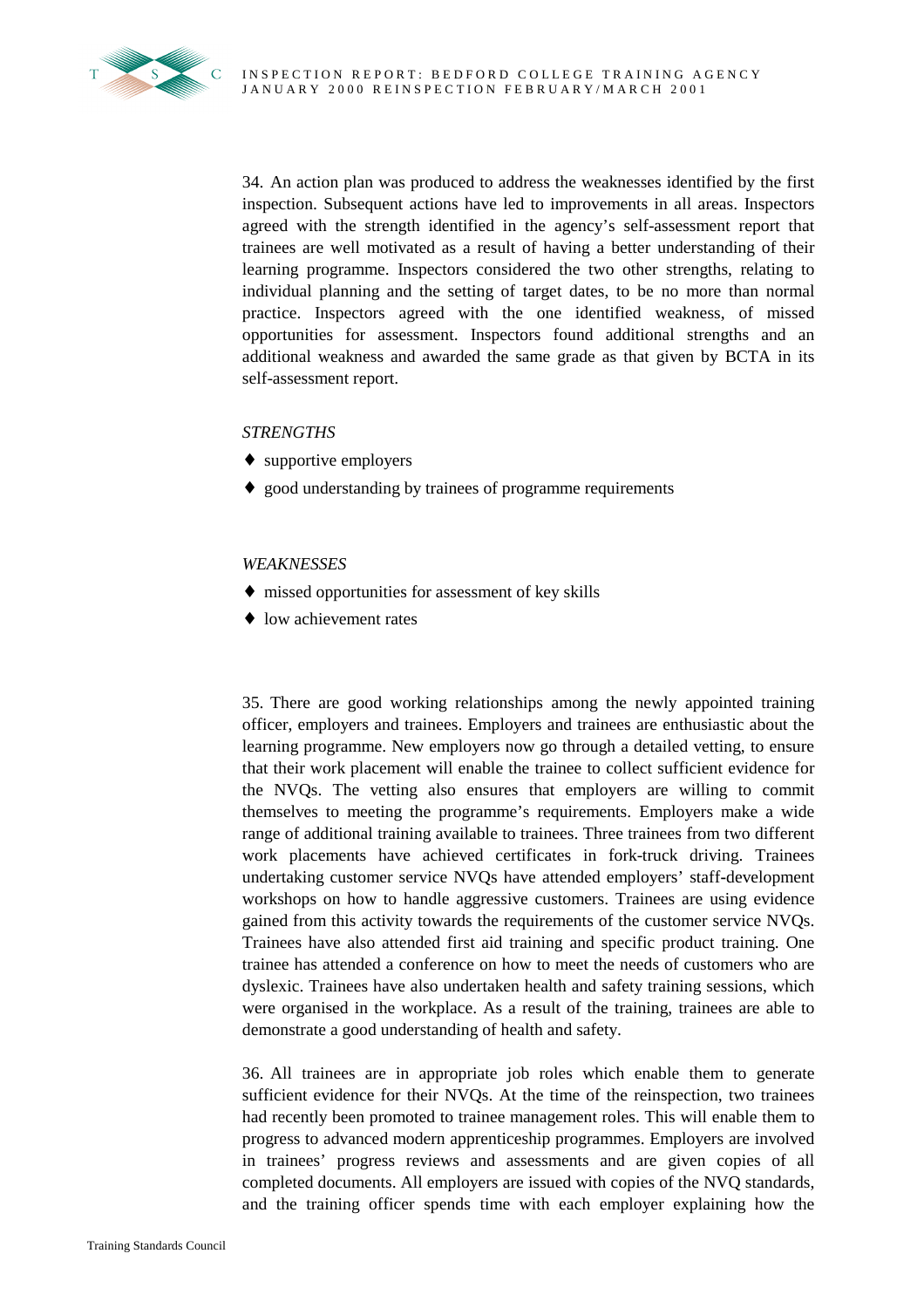34. An action plan was produced to address the weaknesses identified by the first inspection. Subsequent actions have led to improvements in all areas. Inspectors agreed with the strength identified in the agency's self-assessment report that trainees are well motivated as a result of having a better understanding of their learning programme. Inspectors considered the two other strengths, relating to individual planning and the setting of target dates, to be no more than normal practice. Inspectors agreed with the one identified weakness, of missed opportunities for assessment. Inspectors found additional strengths and an additional weakness and awarded the same grade as that given by BCTA in its self-assessment report.

*STRENGTHS*

- supportive employers
- good understanding by trainees of programme requirements

*WEAKNESSES*

- missed opportunities for assessment of key skills
- low achievement rates

35. There are good working relationships among the newly appointed training officer, employers and trainees. Employers and trainees are enthusiastic about the learning programme. New employers now go through a detailed vetting, to ensure that their work placement will enable the trainee to collect sufficient evidence for the NVQs. The vetting also ensures that employers are willing to commit themselves to meeting the programme's requirements. Employers make a wide range of additional training available to trainees. Three trainees from two different work placements have achieved certificates in fork-truck driving. Trainees undertaking customer service NVQs have attended employers' staff-development workshops on how to handle aggressive customers. Trainees are using evidence gained from this activity towards the requirements of the customer service NVQs. Trainees have also attended first aid training and specific product training. One trainee has attended a conference on how to meet the needs of customers who are dyslexic. Trainees have also undertaken health and safety training sessions, which were organised in the workplace. As a result of the training, trainees are able to demonstrate a good understanding of health and safety.

36. All trainees are in appropriate job roles which enable them to generate sufficient evidence for their NVQs. At the time of the reinspection, two trainees had recently been promoted to trainee management roles. This will enable them to progress to advanced modern apprenticeship programmes. Employers are involved in trainees' progress reviews and assessments and are given copies of all completed documents. All employers are issued with copies of the NVQ standards, and the training officer spends time with each employer explaining how the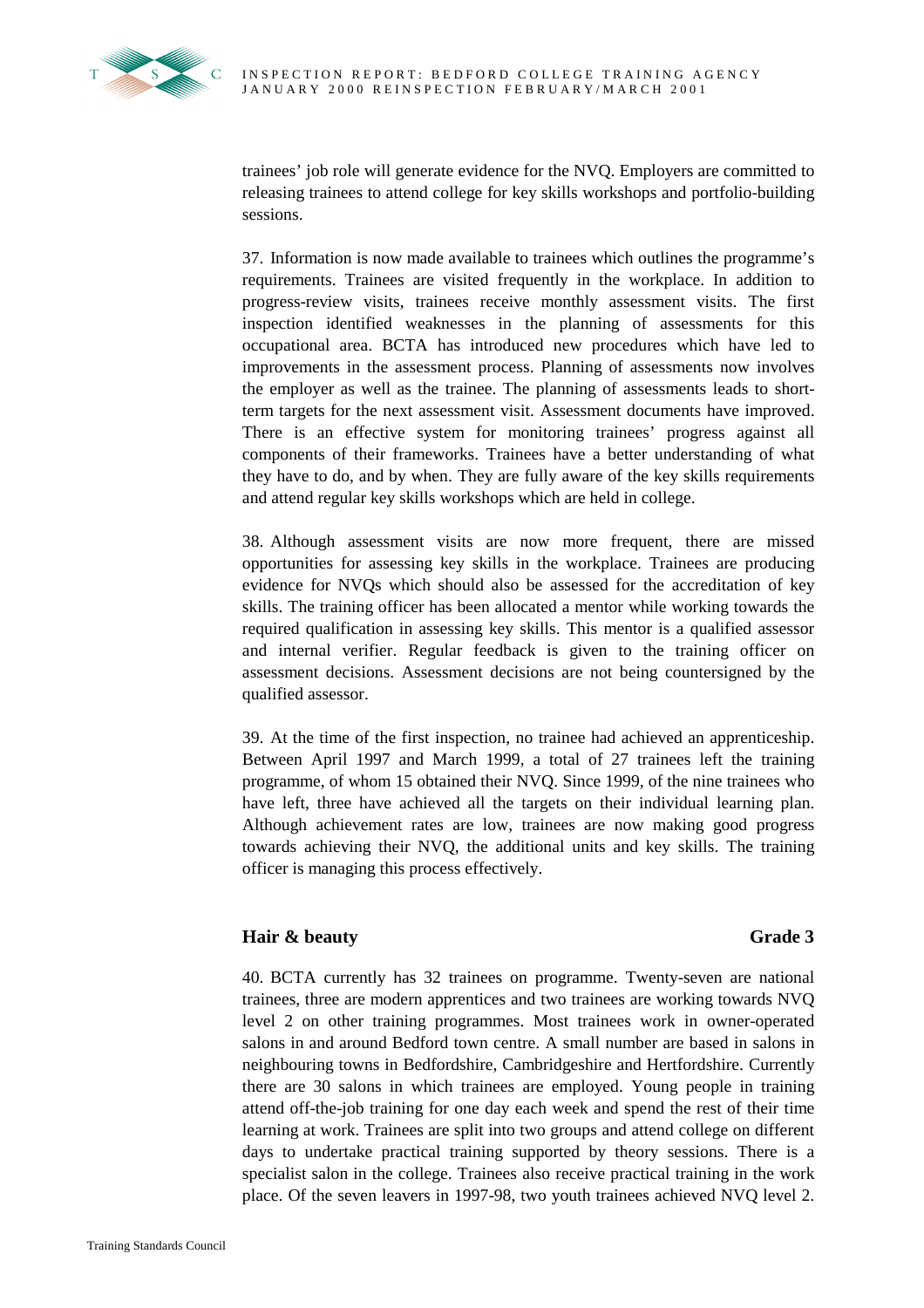trainees' job role will generate evidence for the NVQ. Employers are committed to releasing trainees to attend college for key skills workshops and portfolio-building sessions.

37. Information is now made available to trainees which outlines the programme's requirements. Trainees are visited frequently in the workplace. In addition to progress-review visits, trainees receive monthly assessment visits. The first inspection identified weaknesses in the planning of assessments for this occupational area. BCTA has introduced new procedures which have led to improvements in the assessment process. Planning of assessments now involves the employer as well as the trainee. The planning of assessments leads to short-term targets for the next assessment visit. Assessment documents have improved. There is an effective system for monitoring trainees' progress against all components of their frameworks. Trainees have a better understanding of what they have to do, and by when. They are fully aware of the key skills requirements and attend regular key skills workshops which are held in college.

38. Although assessment visits are now more frequent, there are missed opportunities for assessing key skills in the workplace. Trainees are producing evidence for NVQs which should also be assessed for the accreditation of key skills. The training officer has been allocated a mentor while working towards the required qualification in assessing key skills. This mentor is a qualified assessor and internal verifier. Regular feedback is given to the training officer on assessment decisions. Assessment decisions are not being countersigned by the qualified assessor.

39. At the time of the first inspection, no trainee had achieved an apprenticeship. Between April 1997 and March 1999, a total of 27 trainees left the training programme, of whom 15 obtained their NVQ. Since 1999, of the nine trainees who have left, three have achieved all the targets on their individual learning plan. Although achievement rates are low, trainees are now making good progress towards achieving their NVQ, the additional units and key skills. The training officer is managing this process effectively.

## Hair & beauty — Grade 3

40. BCTA currently has 32 trainees on programme. Twenty-seven are national trainees, three are modern apprentices and two trainees are working towards NVQ level 2 on other training programmes. Most trainees work in owner-operated salons in and around Bedford town centre. A small number are based in salons in neighbouring towns in Bedfordshire, Cambridgeshire and Hertfordshire. Currently there are 30 salons in which trainees are employed. Young people in training attend off-the-job training for one day each week and spend the rest of their time learning at work. Trainees are split into two groups and attend college on different days to undertake practical training supported by theory sessions. There is a specialist salon in the college. Trainees also receive practical training in the work place. Of the seven leavers in 1997-98, two youth trainees achieved NVQ level 2.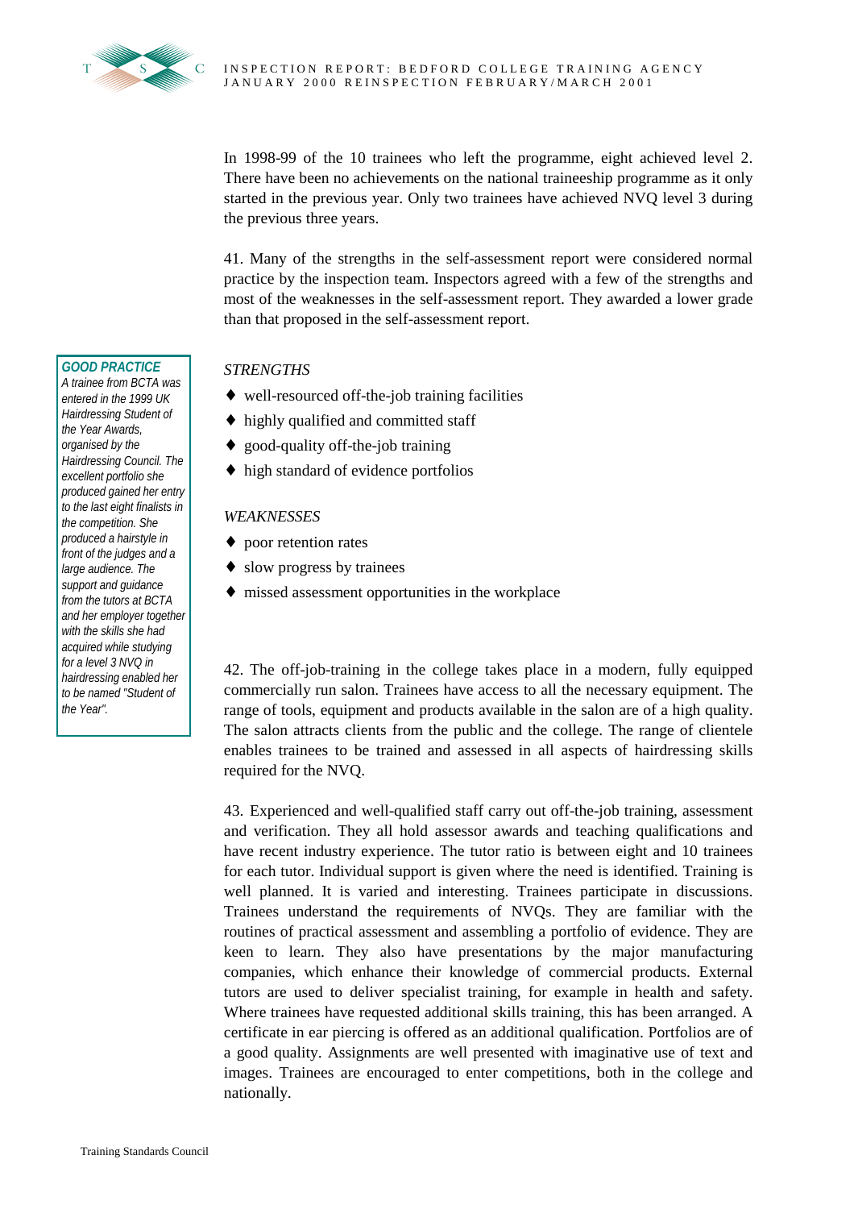In 1998-99 of the 10 trainees who left the programme, eight achieved level 2. There have been no achievements on the national traineeship programme as it only started in the previous year. Only two trainees have achieved NVQ level 3 during the previous three years.

41. Many of the strengths in the self-assessment report were considered normal practice by the inspection team. Inspectors agreed with a few of the strengths and most of the weaknesses in the self-assessment report. They awarded a lower grade than that proposed in the self-assessment report.

> **GOOD PRACTICE**
> *A trainee from BCTA was entered in the 1999 UK Hairdressing Student of the Year Awards, organised by the Hairdressing Council. The excellent portfolio she produced gained her entry to the last eight finalists in the competition. She produced a hairstyle in front of the judges and a large audience. The support and guidance from the tutors at BCTA and her employer together with the skills she had acquired while studying for a level 3 NVQ in hairdressing enabled her to be named "Student of the Year".*

*STRENGTHS*

- well-resourced off-the-job training facilities
- highly qualified and committed staff
- good-quality off-the-job training
- high standard of evidence portfolios

*WEAKNESSES*

- poor retention rates
- slow progress by trainees
- missed assessment opportunities in the workplace

42. The off-job-training in the college takes place in a modern, fully equipped commercially run salon. Trainees have access to all the necessary equipment. The range of tools, equipment and products available in the salon are of a high quality. The salon attracts clients from the public and the college. The range of clientele enables trainees to be trained and assessed in all aspects of hairdressing skills required for the NVQ.

43. Experienced and well-qualified staff carry out off-the-job training, assessment and verification. They all hold assessor awards and teaching qualifications and have recent industry experience. The tutor ratio is between eight and 10 trainees for each tutor. Individual support is given where the need is identified. Training is well planned. It is varied and interesting. Trainees participate in discussions. Trainees understand the requirements of NVQs. They are familiar with the routines of practical assessment and assembling a portfolio of evidence. They are keen to learn. They also have presentations by the major manufacturing companies, which enhance their knowledge of commercial products. External tutors are used to deliver specialist training, for example in health and safety. Where trainees have requested additional skills training, this has been arranged. A certificate in ear piercing is offered as an additional qualification. Portfolios are of a good quality. Assignments are well presented with imaginative use of text and images. Trainees are encouraged to enter competitions, both in the college and nationally.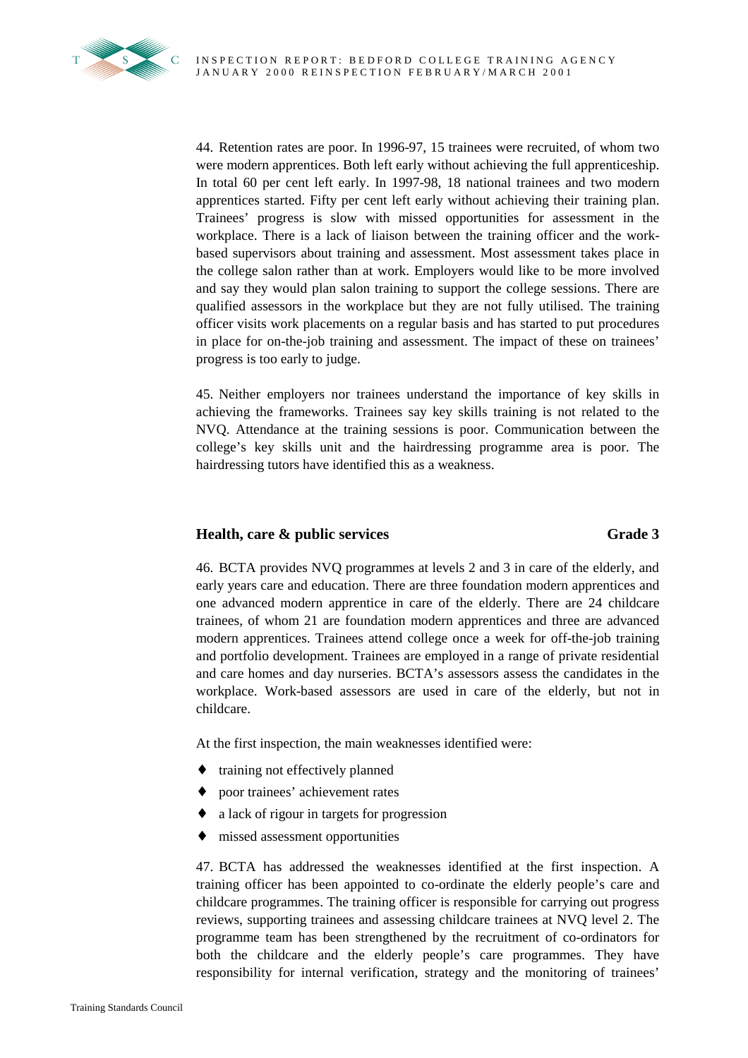44. Retention rates are poor. In 1996-97, 15 trainees were recruited, of whom two were modern apprentices. Both left early without achieving the full apprenticeship. In total 60 per cent left early. In 1997-98, 18 national trainees and two modern apprentices started. Fifty per cent left early without achieving their training plan. Trainees' progress is slow with missed opportunities for assessment in the workplace. There is a lack of liaison between the training officer and the work-based supervisors about training and assessment. Most assessment takes place in the college salon rather than at work. Employers would like to be more involved and say they would plan salon training to support the college sessions. There are qualified assessors in the workplace but they are not fully utilised. The training officer visits work placements on a regular basis and has started to put procedures in place for on-the-job training and assessment. The impact of these on trainees' progress is too early to judge.

45. Neither employers nor trainees understand the importance of key skills in achieving the frameworks. Trainees say key skills training is not related to the NVQ. Attendance at the training sessions is poor. Communication between the college's key skills unit and the hairdressing programme area is poor. The hairdressing tutors have identified this as a weakness.

### Health, care & public services — Grade 3

46. BCTA provides NVQ programmes at levels 2 and 3 in care of the elderly, and early years care and education. There are three foundation modern apprentices and one advanced modern apprentice in care of the elderly. There are 24 childcare trainees, of whom 21 are foundation modern apprentices and three are advanced modern apprentices. Trainees attend college once a week for off-the-job training and portfolio development. Trainees are employed in a range of private residential and care homes and day nurseries. BCTA's assessors assess the candidates in the workplace. Work-based assessors are used in care of the elderly, but not in childcare.

At the first inspection, the main weaknesses identified were:

- training not effectively planned
- poor trainees' achievement rates
- a lack of rigour in targets for progression
- missed assessment opportunities

47. BCTA has addressed the weaknesses identified at the first inspection. A training officer has been appointed to co-ordinate the elderly people's care and childcare programmes. The training officer is responsible for carrying out progress reviews, supporting trainees and assessing childcare trainees at NVQ level 2. The programme team has been strengthened by the recruitment of co-ordinators for both the childcare and the elderly people's care programmes. They have responsibility for internal verification, strategy and the monitoring of trainees'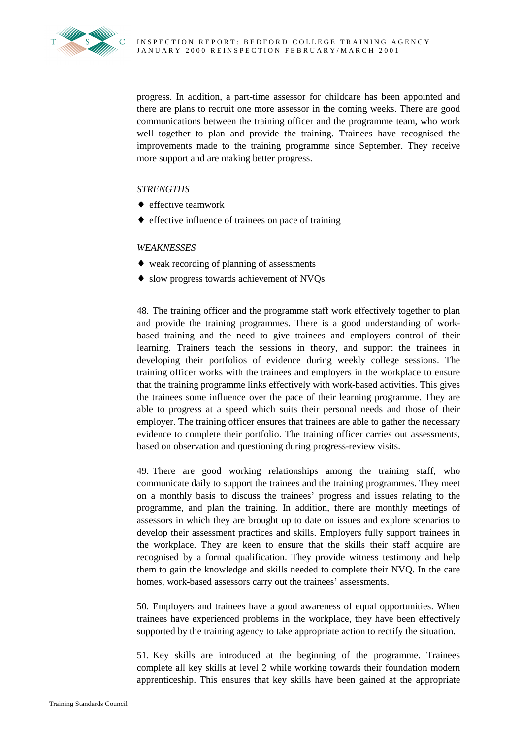progress. In addition, a part-time assessor for childcare has been appointed and there are plans to recruit one more assessor in the coming weeks. There are good communications between the training officer and the programme team, who work well together to plan and provide the training. Trainees have recognised the improvements made to the training programme since September. They receive more support and are making better progress.

*STRENGTHS*

- effective teamwork
- effective influence of trainees on pace of training

*WEAKNESSES*

- weak recording of planning of assessments
- slow progress towards achievement of NVQs

48. The training officer and the programme staff work effectively together to plan and provide the training programmes. There is a good understanding of work-based training and the need to give trainees and employers control of their learning. Trainers teach the sessions in theory, and support the trainees in developing their portfolios of evidence during weekly college sessions. The training officer works with the trainees and employers in the workplace to ensure that the training programme links effectively with work-based activities. This gives the trainees some influence over the pace of their learning programme. They are able to progress at a speed which suits their personal needs and those of their employer. The training officer ensures that trainees are able to gather the necessary evidence to complete their portfolio. The training officer carries out assessments, based on observation and questioning during progress-review visits.

49. There are good working relationships among the training staff, who communicate daily to support the trainees and the training programmes. They meet on a monthly basis to discuss the trainees' progress and issues relating to the programme, and plan the training. In addition, there are monthly meetings of assessors in which they are brought up to date on issues and explore scenarios to develop their assessment practices and skills. Employers fully support trainees in the workplace. They are keen to ensure that the skills their staff acquire are recognised by a formal qualification. They provide witness testimony and help them to gain the knowledge and skills needed to complete their NVQ. In the care homes, work-based assessors carry out the trainees' assessments.

50. Employers and trainees have a good awareness of equal opportunities. When trainees have experienced problems in the workplace, they have been effectively supported by the training agency to take appropriate action to rectify the situation.

51. Key skills are introduced at the beginning of the programme. Trainees complete all key skills at level 2 while working towards their foundation modern apprenticeship. This ensures that key skills have been gained at the appropriate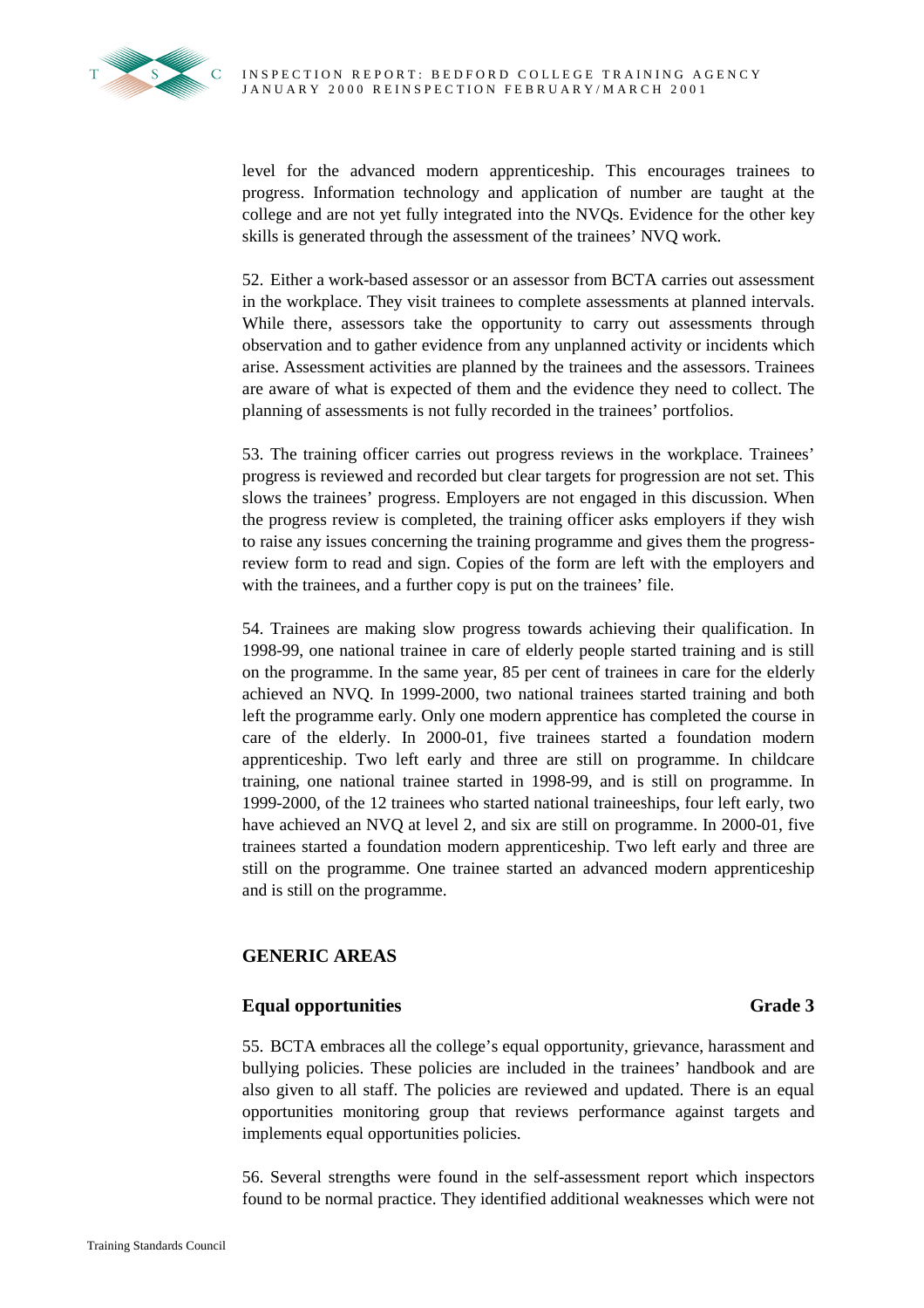level for the advanced modern apprenticeship. This encourages trainees to progress. Information technology and application of number are taught at the college and are not yet fully integrated into the NVQs. Evidence for the other key skills is generated through the assessment of the trainees' NVQ work.

52. Either a work-based assessor or an assessor from BCTA carries out assessment in the workplace. They visit trainees to complete assessments at planned intervals. While there, assessors take the opportunity to carry out assessments through observation and to gather evidence from any unplanned activity or incidents which arise. Assessment activities are planned by the trainees and the assessors. Trainees are aware of what is expected of them and the evidence they need to collect. The planning of assessments is not fully recorded in the trainees' portfolios.

53. The training officer carries out progress reviews in the workplace. Trainees' progress is reviewed and recorded but clear targets for progression are not set. This slows the trainees' progress. Employers are not engaged in this discussion. When the progress review is completed, the training officer asks employers if they wish to raise any issues concerning the training programme and gives them the progress-review form to read and sign. Copies of the form are left with the employers and with the trainees, and a further copy is put on the trainees' file.

54. Trainees are making slow progress towards achieving their qualification. In 1998-99, one national trainee in care of elderly people started training and is still on the programme. In the same year, 85 per cent of trainees in care for the elderly achieved an NVQ. In 1999-2000, two national trainees started training and both left the programme early. Only one modern apprentice has completed the course in care of the elderly. In 2000-01, five trainees started a foundation modern apprenticeship. Two left early and three are still on programme. In childcare training, one national trainee started in 1998-99, and is still on programme. In 1999-2000, of the 12 trainees who started national traineeships, four left early, two have achieved an NVQ at level 2, and six are still on programme. In 2000-01, five trainees started a foundation modern apprenticeship. Two left early and three are still on the programme. One trainee started an advanced modern apprenticeship and is still on the programme.

## GENERIC AREAS

### Equal opportunities — Grade 3

55. BCTA embraces all the college's equal opportunity, grievance, harassment and bullying policies. These policies are included in the trainees' handbook and are also given to all staff. The policies are reviewed and updated. There is an equal opportunities monitoring group that reviews performance against targets and implements equal opportunities policies.

56. Several strengths were found in the self-assessment report which inspectors found to be normal practice. They identified additional weaknesses which were not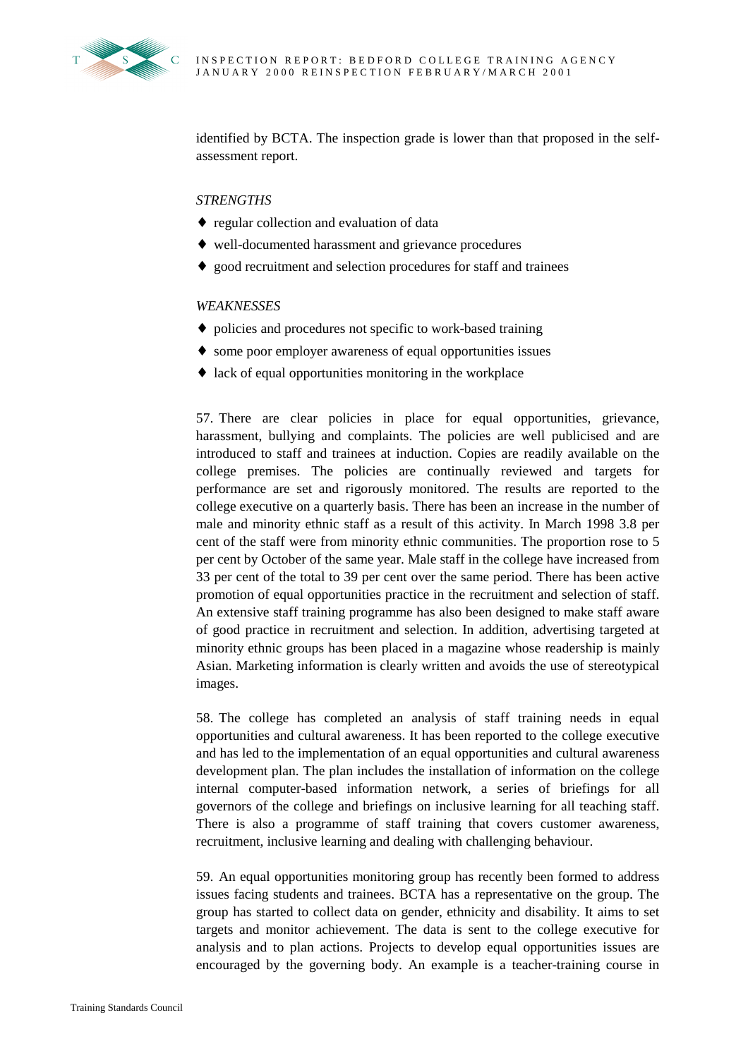identified by BCTA. The inspection grade is lower than that proposed in the self-assessment report.

*STRENGTHS*

- regular collection and evaluation of data
- well-documented harassment and grievance procedures
- good recruitment and selection procedures for staff and trainees

*WEAKNESSES*

- policies and procedures not specific to work-based training
- some poor employer awareness of equal opportunities issues
- lack of equal opportunities monitoring in the workplace

57. There are clear policies in place for equal opportunities, grievance, harassment, bullying and complaints. The policies are well publicised and are introduced to staff and trainees at induction. Copies are readily available on the college premises. The policies are continually reviewed and targets for performance are set and rigorously monitored. The results are reported to the college executive on a quarterly basis. There has been an increase in the number of male and minority ethnic staff as a result of this activity. In March 1998 3.8 per cent of the staff were from minority ethnic communities. The proportion rose to 5 per cent by October of the same year. Male staff in the college have increased from 33 per cent of the total to 39 per cent over the same period. There has been active promotion of equal opportunities practice in the recruitment and selection of staff. An extensive staff training programme has also been designed to make staff aware of good practice in recruitment and selection. In addition, advertising targeted at minority ethnic groups has been placed in a magazine whose readership is mainly Asian. Marketing information is clearly written and avoids the use of stereotypical images.

58. The college has completed an analysis of staff training needs in equal opportunities and cultural awareness. It has been reported to the college executive and has led to the implementation of an equal opportunities and cultural awareness development plan. The plan includes the installation of information on the college internal computer-based information network, a series of briefings for all governors of the college and briefings on inclusive learning for all teaching staff. There is also a programme of staff training that covers customer awareness, recruitment, inclusive learning and dealing with challenging behaviour.

59. An equal opportunities monitoring group has recently been formed to address issues facing students and trainees. BCTA has a representative on the group. The group has started to collect data on gender, ethnicity and disability. It aims to set targets and monitor achievement. The data is sent to the college executive for analysis and to plan actions. Projects to develop equal opportunities issues are encouraged by the governing body. An example is a teacher-training course in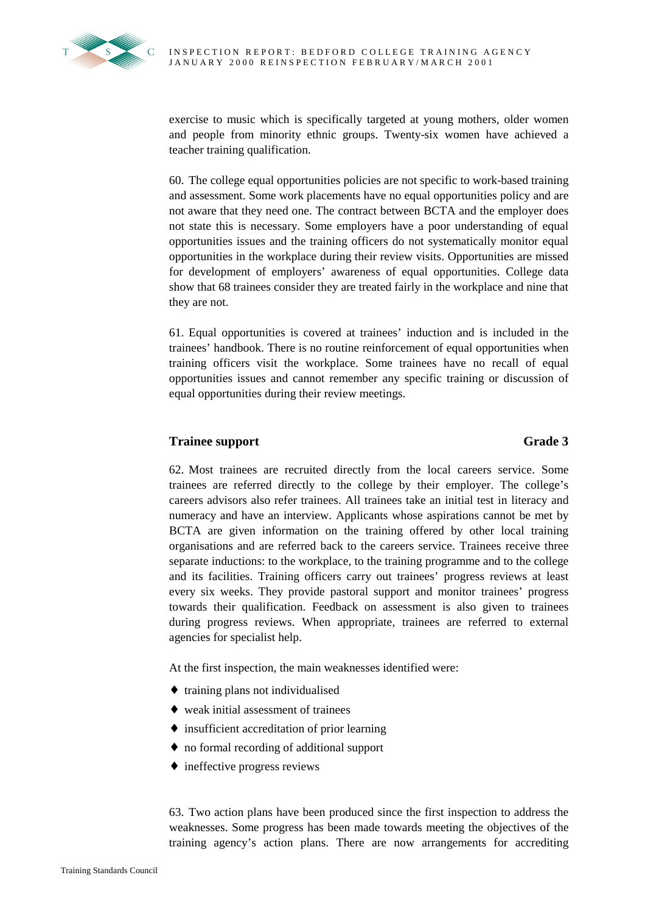exercise to music which is specifically targeted at young mothers, older women and people from minority ethnic groups. Twenty-six women have achieved a teacher training qualification.

60. The college equal opportunities policies are not specific to work-based training and assessment. Some work placements have no equal opportunities policy and are not aware that they need one. The contract between BCTA and the employer does not state this is necessary. Some employers have a poor understanding of equal opportunities issues and the training officers do not systematically monitor equal opportunities in the workplace during their review visits. Opportunities are missed for development of employers' awareness of equal opportunities. College data show that 68 trainees consider they are treated fairly in the workplace and nine that they are not.

61. Equal opportunities is covered at trainees' induction and is included in the trainees' handbook. There is no routine reinforcement of equal opportunities when training officers visit the workplace. Some trainees have no recall of equal opportunities issues and cannot remember any specific training or discussion of equal opportunities during their review meetings.

### Trainee support — Grade 3

62. Most trainees are recruited directly from the local careers service. Some trainees are referred directly to the college by their employer. The college's careers advisors also refer trainees. All trainees take an initial test in literacy and numeracy and have an interview. Applicants whose aspirations cannot be met by BCTA are given information on the training offered by other local training organisations and are referred back to the careers service. Trainees receive three separate inductions: to the workplace, to the training programme and to the college and its facilities. Training officers carry out trainees' progress reviews at least every six weeks. They provide pastoral support and monitor trainees' progress towards their qualification. Feedback on assessment is also given to trainees during progress reviews. When appropriate, trainees are referred to external agencies for specialist help.

At the first inspection, the main weaknesses identified were:

- training plans not individualised
- weak initial assessment of trainees
- insufficient accreditation of prior learning
- no formal recording of additional support
- ineffective progress reviews

63. Two action plans have been produced since the first inspection to address the weaknesses. Some progress has been made towards meeting the objectives of the training agency's action plans. There are now arrangements for accrediting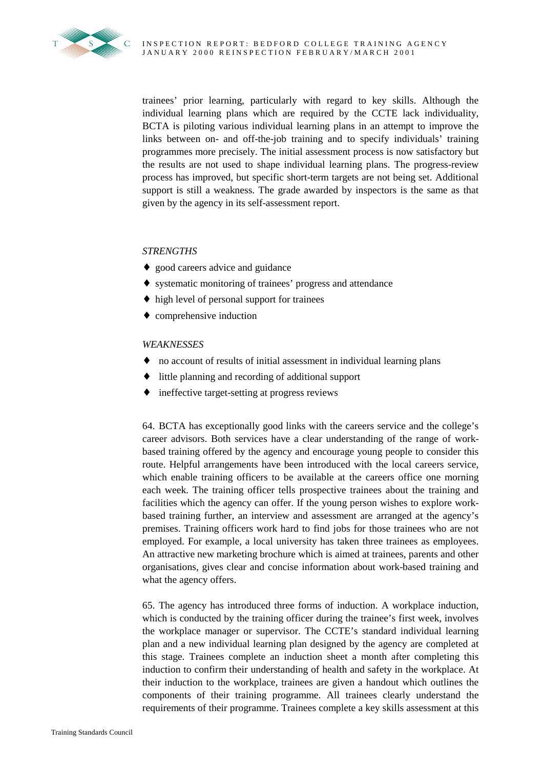trainees' prior learning, particularly with regard to key skills. Although the individual learning plans which are required by the CCTE lack individuality, BCTA is piloting various individual learning plans in an attempt to improve the links between on- and off-the-job training and to specify individuals' training programmes more precisely. The initial assessment process is now satisfactory but the results are not used to shape individual learning plans. The progress-review process has improved, but specific short-term targets are not being set. Additional support is still a weakness. The grade awarded by inspectors is the same as that given by the agency in its self-assessment report.

*STRENGTHS*

- good careers advice and guidance
- systematic monitoring of trainees' progress and attendance
- high level of personal support for trainees
- comprehensive induction

*WEAKNESSES*

- no account of results of initial assessment in individual learning plans
- little planning and recording of additional support
- ineffective target-setting at progress reviews

64. BCTA has exceptionally good links with the careers service and the college's career advisors. Both services have a clear understanding of the range of work-based training offered by the agency and encourage young people to consider this route. Helpful arrangements have been introduced with the local careers service, which enable training officers to be available at the careers office one morning each week. The training officer tells prospective trainees about the training and facilities which the agency can offer. If the young person wishes to explore work-based training further, an interview and assessment are arranged at the agency's premises. Training officers work hard to find jobs for those trainees who are not employed. For example, a local university has taken three trainees as employees. An attractive new marketing brochure which is aimed at trainees, parents and other organisations, gives clear and concise information about work-based training and what the agency offers.

65. The agency has introduced three forms of induction. A workplace induction, which is conducted by the training officer during the trainee's first week, involves the workplace manager or supervisor. The CCTE's standard individual learning plan and a new individual learning plan designed by the agency are completed at this stage. Trainees complete an induction sheet a month after completing this induction to confirm their understanding of health and safety in the workplace. At their induction to the workplace, trainees are given a handout which outlines the components of their training programme. All trainees clearly understand the requirements of their programme. Trainees complete a key skills assessment at this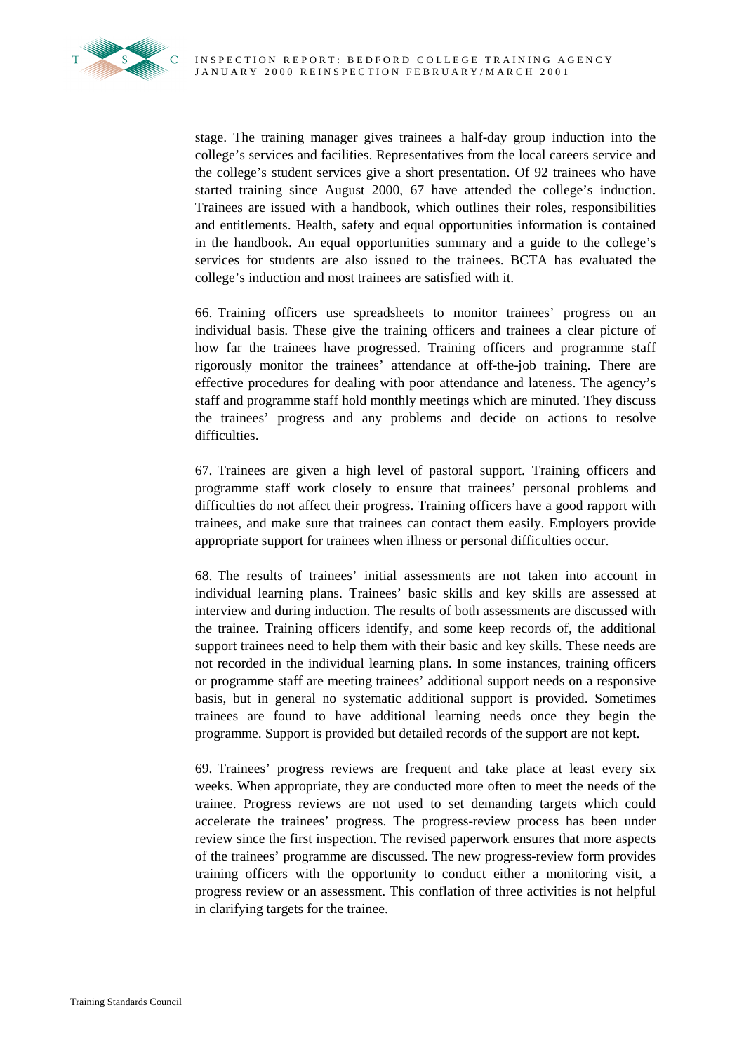stage. The training manager gives trainees a half-day group induction into the college's services and facilities. Representatives from the local careers service and the college's student services give a short presentation. Of 92 trainees who have started training since August 2000, 67 have attended the college's induction. Trainees are issued with a handbook, which outlines their roles, responsibilities and entitlements. Health, safety and equal opportunities information is contained in the handbook. An equal opportunities summary and a guide to the college's services for students are also issued to the trainees. BCTA has evaluated the college's induction and most trainees are satisfied with it.

66. Training officers use spreadsheets to monitor trainees' progress on an individual basis. These give the training officers and trainees a clear picture of how far the trainees have progressed. Training officers and programme staff rigorously monitor the trainees' attendance at off-the-job training. There are effective procedures for dealing with poor attendance and lateness. The agency's staff and programme staff hold monthly meetings which are minuted. They discuss the trainees' progress and any problems and decide on actions to resolve difficulties.

67. Trainees are given a high level of pastoral support. Training officers and programme staff work closely to ensure that trainees' personal problems and difficulties do not affect their progress. Training officers have a good rapport with trainees, and make sure that trainees can contact them easily. Employers provide appropriate support for trainees when illness or personal difficulties occur.

68. The results of trainees' initial assessments are not taken into account in individual learning plans. Trainees' basic skills and key skills are assessed at interview and during induction. The results of both assessments are discussed with the trainee. Training officers identify, and some keep records of, the additional support trainees need to help them with their basic and key skills. These needs are not recorded in the individual learning plans. In some instances, training officers or programme staff are meeting trainees' additional support needs on a responsive basis, but in general no systematic additional support is provided. Sometimes trainees are found to have additional learning needs once they begin the programme. Support is provided but detailed records of the support are not kept.

69. Trainees' progress reviews are frequent and take place at least every six weeks. When appropriate, they are conducted more often to meet the needs of the trainee. Progress reviews are not used to set demanding targets which could accelerate the trainees' progress. The progress-review process has been under review since the first inspection. The revised paperwork ensures that more aspects of the trainees' programme are discussed. The new progress-review form provides training officers with the opportunity to conduct either a monitoring visit, a progress review or an assessment. This conflation of three activities is not helpful in clarifying targets for the trainee.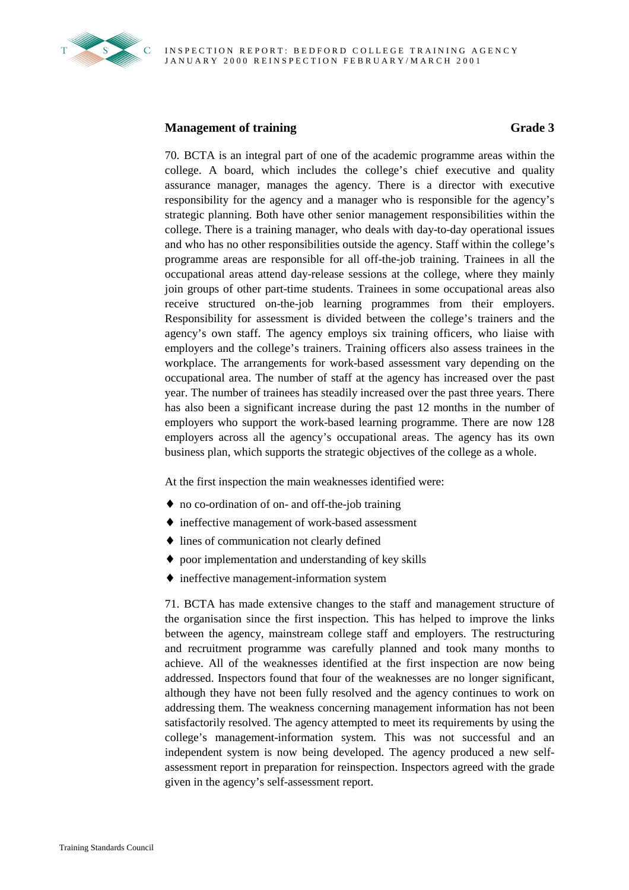### Management of training — Grade 3

70. BCTA is an integral part of one of the academic programme areas within the college. A board, which includes the college's chief executive and quality assurance manager, manages the agency. There is a director with executive responsibility for the agency and a manager who is responsible for the agency's strategic planning. Both have other senior management responsibilities within the college. There is a training manager, who deals with day-to-day operational issues and who has no other responsibilities outside the agency. Staff within the college's programme areas are responsible for all off-the-job training. Trainees in all the occupational areas attend day-release sessions at the college, where they mainly join groups of other part-time students. Trainees in some occupational areas also receive structured on-the-job learning programmes from their employers. Responsibility for assessment is divided between the college's trainers and the agency's own staff. The agency employs six training officers, who liaise with employers and the college's trainers. Training officers also assess trainees in the workplace. The arrangements for work-based assessment vary depending on the occupational area. The number of staff at the agency has increased over the past year. The number of trainees has steadily increased over the past three years. There has also been a significant increase during the past 12 months in the number of employers who support the work-based learning programme. There are now 128 employers across all the agency's occupational areas. The agency has its own business plan, which supports the strategic objectives of the college as a whole.

At the first inspection the main weaknesses identified were:

- no co-ordination of on- and off-the-job training
- ineffective management of work-based assessment
- lines of communication not clearly defined
- poor implementation and understanding of key skills
- ineffective management-information system

71. BCTA has made extensive changes to the staff and management structure of the organisation since the first inspection. This has helped to improve the links between the agency, mainstream college staff and employers. The restructuring and recruitment programme was carefully planned and took many months to achieve. All of the weaknesses identified at the first inspection are now being addressed. Inspectors found that four of the weaknesses are no longer significant, although they have not been fully resolved and the agency continues to work on addressing them. The weakness concerning management information has not been satisfactorily resolved. The agency attempted to meet its requirements by using the college's management-information system. This was not successful and an independent system is now being developed. The agency produced a new self-assessment report in preparation for reinspection. Inspectors agreed with the grade given in the agency's self-assessment report.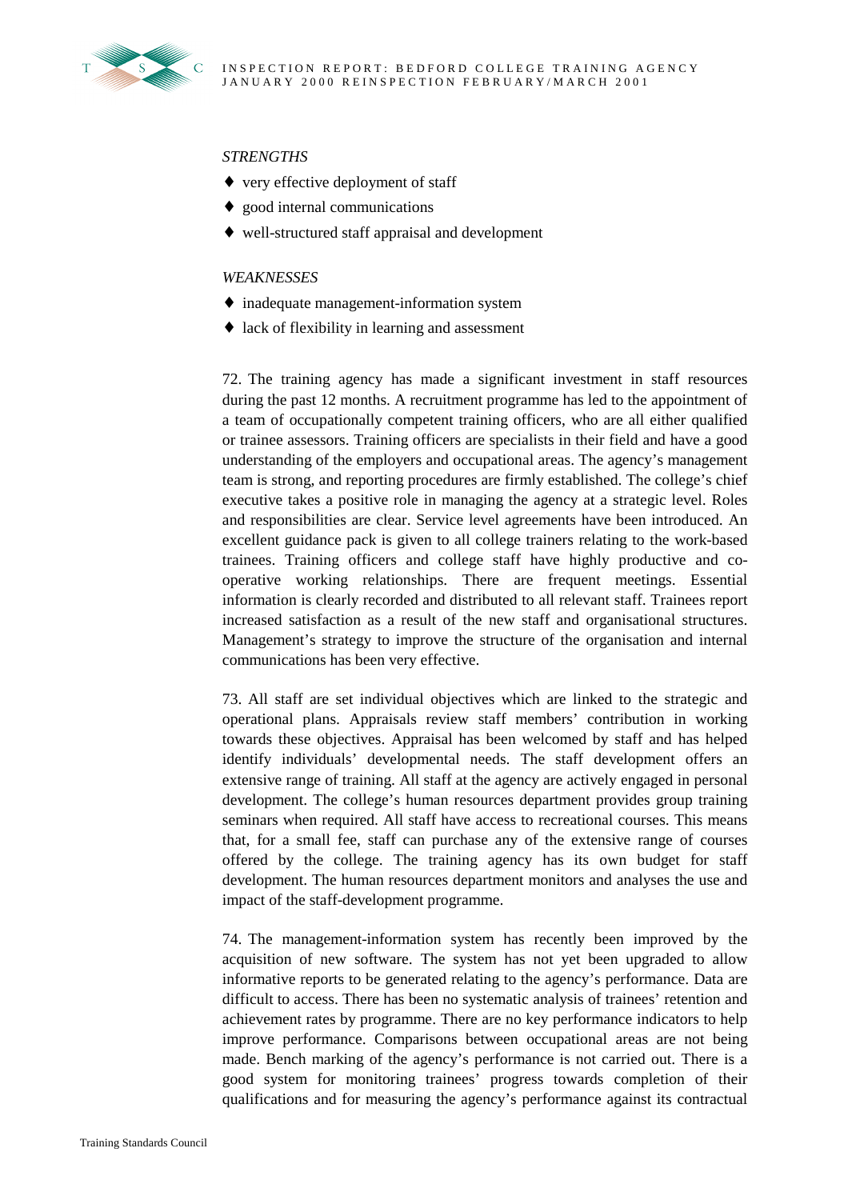*STRENGTHS*

- very effective deployment of staff
- good internal communications
- well-structured staff appraisal and development

*WEAKNESSES*

- inadequate management-information system
- lack of flexibility in learning and assessment

72. The training agency has made a significant investment in staff resources during the past 12 months. A recruitment programme has led to the appointment of a team of occupationally competent training officers, who are all either qualified or trainee assessors. Training officers are specialists in their field and have a good understanding of the employers and occupational areas. The agency's management team is strong, and reporting procedures are firmly established. The college's chief executive takes a positive role in managing the agency at a strategic level. Roles and responsibilities are clear. Service level agreements have been introduced. An excellent guidance pack is given to all college trainers relating to the work-based trainees. Training officers and college staff have highly productive and co-operative working relationships. There are frequent meetings. Essential information is clearly recorded and distributed to all relevant staff. Trainees report increased satisfaction as a result of the new staff and organisational structures. Management's strategy to improve the structure of the organisation and internal communications has been very effective.

73. All staff are set individual objectives which are linked to the strategic and operational plans. Appraisals review staff members' contribution in working towards these objectives. Appraisal has been welcomed by staff and has helped identify individuals' developmental needs. The staff development offers an extensive range of training. All staff at the agency are actively engaged in personal development. The college's human resources department provides group training seminars when required. All staff have access to recreational courses. This means that, for a small fee, staff can purchase any of the extensive range of courses offered by the college. The training agency has its own budget for staff development. The human resources department monitors and analyses the use and impact of the staff-development programme.

74. The management-information system has recently been improved by the acquisition of new software. The system has not yet been upgraded to allow informative reports to be generated relating to the agency's performance. Data are difficult to access. There has been no systematic analysis of trainees' retention and achievement rates by programme. There are no key performance indicators to help improve performance. Comparisons between occupational areas are not being made. Bench marking of the agency's performance is not carried out. There is a good system for monitoring trainees' progress towards completion of their qualifications and for measuring the agency's performance against its contractual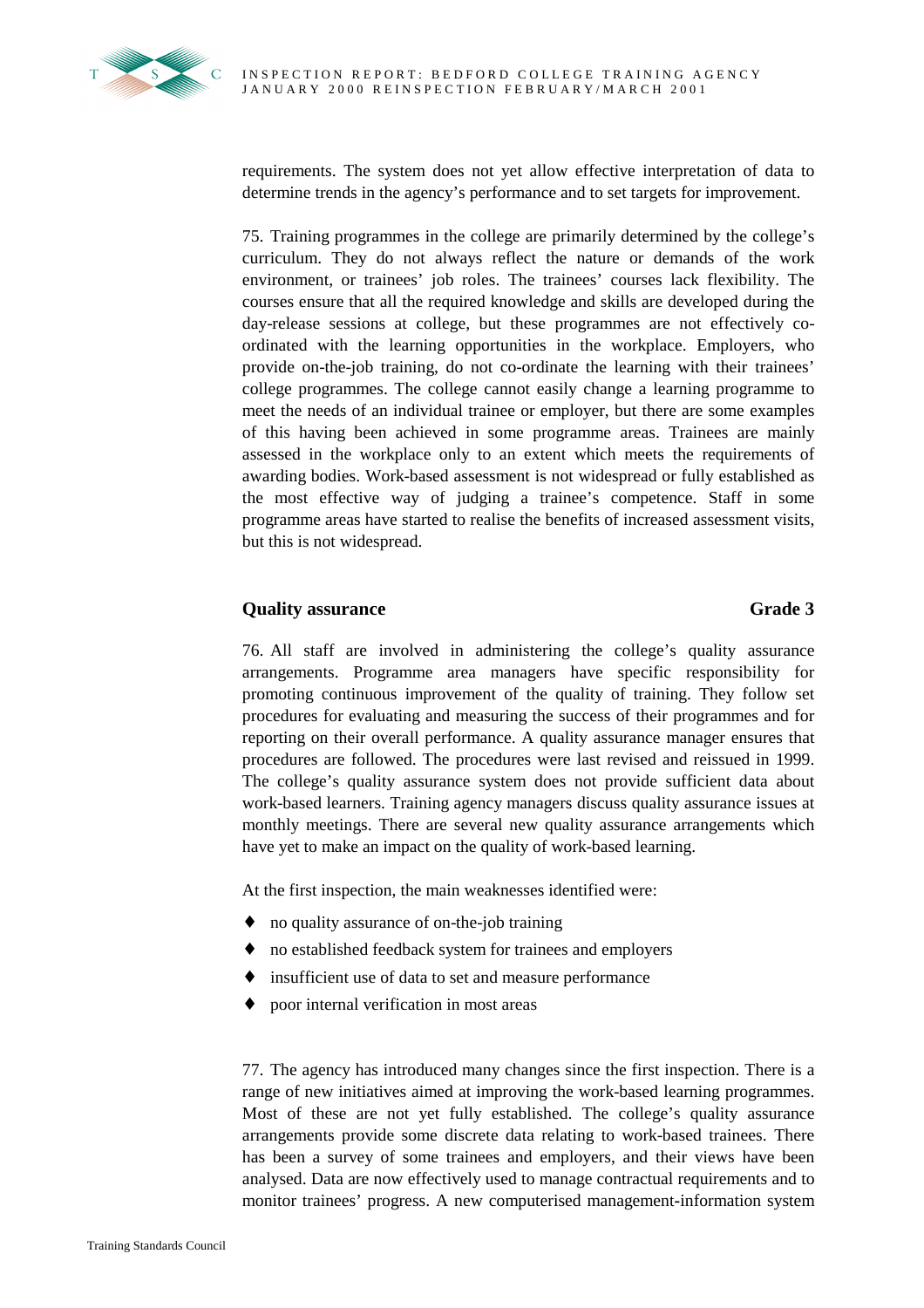requirements. The system does not yet allow effective interpretation of data to determine trends in the agency's performance and to set targets for improvement.

75. Training programmes in the college are primarily determined by the college's curriculum. They do not always reflect the nature or demands of the work environment, or trainees' job roles. The trainees' courses lack flexibility. The courses ensure that all the required knowledge and skills are developed during the day-release sessions at college, but these programmes are not effectively co-ordinated with the learning opportunities in the workplace. Employers, who provide on-the-job training, do not co-ordinate the learning with their trainees' college programmes. The college cannot easily change a learning programme to meet the needs of an individual trainee or employer, but there are some examples of this having been achieved in some programme areas. Trainees are mainly assessed in the workplace only to an extent which meets the requirements of awarding bodies. Work-based assessment is not widespread or fully established as the most effective way of judging a trainee's competence. Staff in some programme areas have started to realise the benefits of increased assessment visits, but this is not widespread.

### Quality assurance — Grade 3

76. All staff are involved in administering the college's quality assurance arrangements. Programme area managers have specific responsibility for promoting continuous improvement of the quality of training. They follow set procedures for evaluating and measuring the success of their programmes and for reporting on their overall performance. A quality assurance manager ensures that procedures are followed. The procedures were last revised and reissued in 1999. The college's quality assurance system does not provide sufficient data about work-based learners. Training agency managers discuss quality assurance issues at monthly meetings. There are several new quality assurance arrangements which have yet to make an impact on the quality of work-based learning.

At the first inspection, the main weaknesses identified were:

- no quality assurance of on-the-job training
- no established feedback system for trainees and employers
- insufficient use of data to set and measure performance
- poor internal verification in most areas

77. The agency has introduced many changes since the first inspection. There is a range of new initiatives aimed at improving the work-based learning programmes. Most of these are not yet fully established. The college's quality assurance arrangements provide some discrete data relating to work-based trainees. There has been a survey of some trainees and employers, and their views have been analysed. Data are now effectively used to manage contractual requirements and to monitor trainees' progress. A new computerised management-information system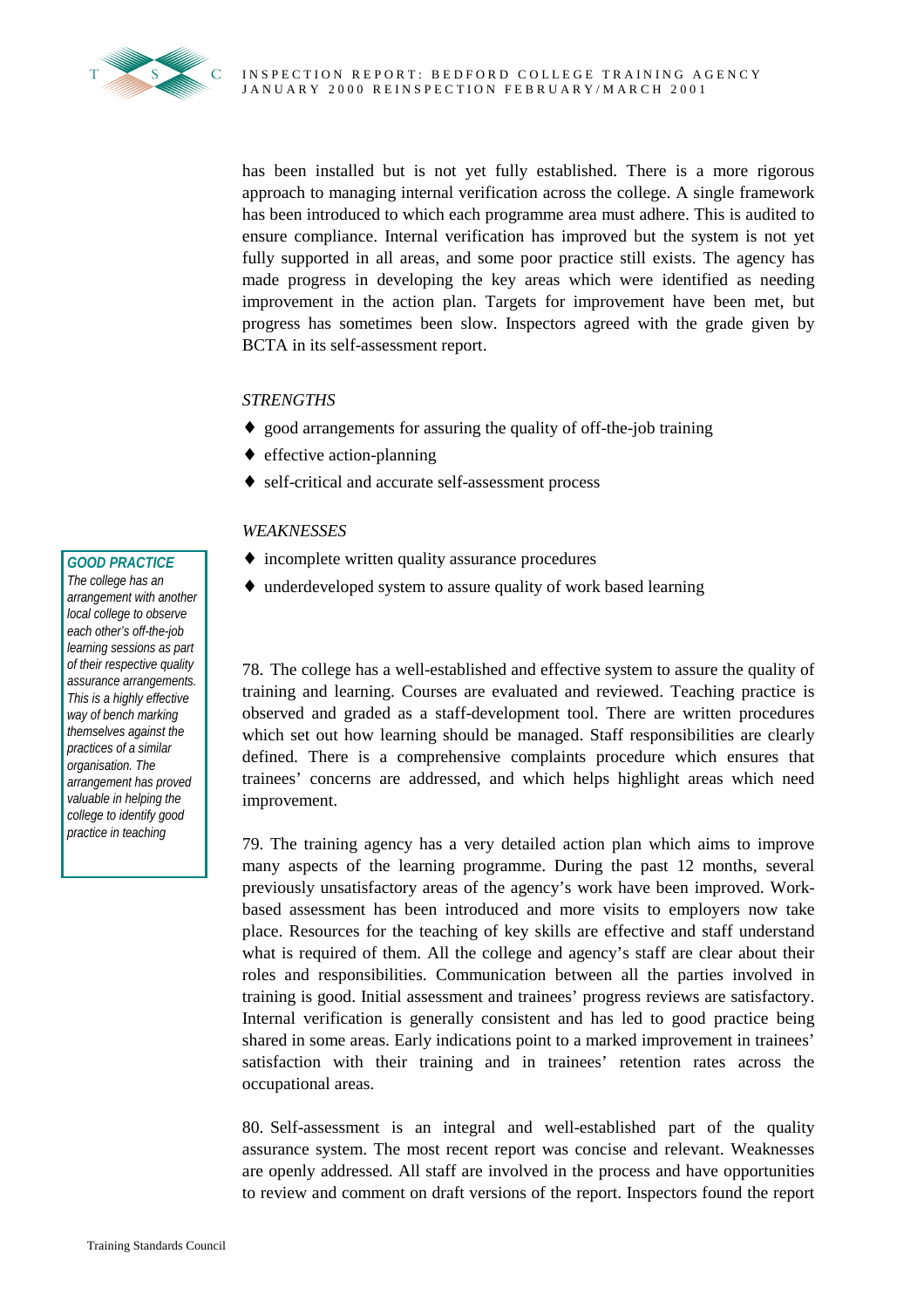has been installed but is not yet fully established. There is a more rigorous approach to managing internal verification across the college. A single framework has been introduced to which each programme area must adhere. This is audited to ensure compliance. Internal verification has improved but the system is not yet fully supported in all areas, and some poor practice still exists. The agency has made progress in developing the key areas which were identified as needing improvement in the action plan. Targets for improvement have been met, but progress has sometimes been slow. Inspectors agreed with the grade given by BCTA in its self-assessment report.

*STRENGTHS*

- good arrangements for assuring the quality of off-the-job training
- effective action-planning
- self-critical and accurate self-assessment process

*WEAKNESSES*

- incomplete written quality assurance procedures
- underdeveloped system to assure quality of work based learning

> **GOOD PRACTICE**
> *The college has an arrangement with another local college to observe each other's off-the-job learning sessions as part of their respective quality assurance arrangements. This is a highly effective way of bench marking themselves against the practices of a similar organisation. The arrangement has proved valuable in helping the college to identify good practice in teaching*

78. The college has a well-established and effective system to assure the quality of training and learning. Courses are evaluated and reviewed. Teaching practice is observed and graded as a staff-development tool. There are written procedures which set out how learning should be managed. Staff responsibilities are clearly defined. There is a comprehensive complaints procedure which ensures that trainees' concerns are addressed, and which helps highlight areas which need improvement.

79. The training agency has a very detailed action plan which aims to improve many aspects of the learning programme. During the past 12 months, several previously unsatisfactory areas of the agency's work have been improved. Work-based assessment has been introduced and more visits to employers now take place. Resources for the teaching of key skills are effective and staff understand what is required of them. All the college and agency's staff are clear about their roles and responsibilities. Communication between all the parties involved in training is good. Initial assessment and trainees' progress reviews are satisfactory. Internal verification is generally consistent and has led to good practice being shared in some areas. Early indications point to a marked improvement in trainees' satisfaction with their training and in trainees' retention rates across the occupational areas.

80. Self-assessment is an integral and well-established part of the quality assurance system. The most recent report was concise and relevant. Weaknesses are openly addressed. All staff are involved in the process and have opportunities to review and comment on draft versions of the report. Inspectors found the report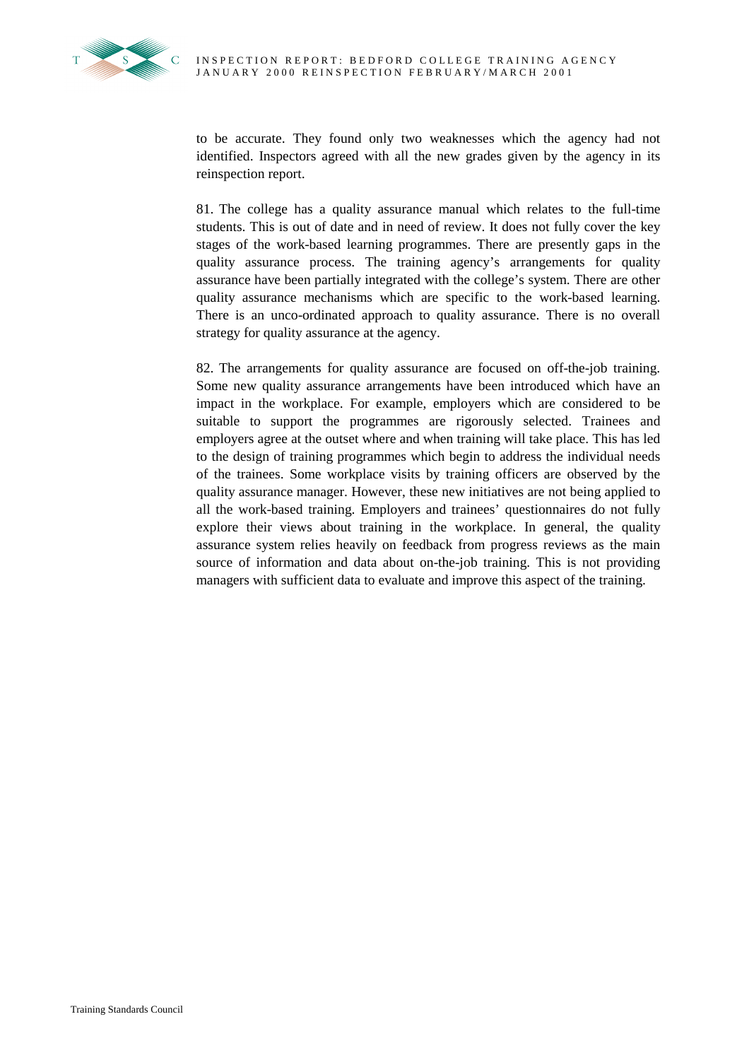to be accurate. They found only two weaknesses which the agency had not identified. Inspectors agreed with all the new grades given by the agency in its reinspection report.

81. The college has a quality assurance manual which relates to the full-time students. This is out of date and in need of review. It does not fully cover the key stages of the work-based learning programmes. There are presently gaps in the quality assurance process. The training agency's arrangements for quality assurance have been partially integrated with the college's system. There are other quality assurance mechanisms which are specific to the work-based learning. There is an unco-ordinated approach to quality assurance. There is no overall strategy for quality assurance at the agency.

82. The arrangements for quality assurance are focused on off-the-job training. Some new quality assurance arrangements have been introduced which have an impact in the workplace. For example, employers which are considered to be suitable to support the programmes are rigorously selected. Trainees and employers agree at the outset where and when training will take place. This has led to the design of training programmes which begin to address the individual needs of the trainees. Some workplace visits by training officers are observed by the quality assurance manager. However, these new initiatives are not being applied to all the work-based training. Employers and trainees' questionnaires do not fully explore their views about training in the workplace. In general, the quality assurance system relies heavily on feedback from progress reviews as the main source of information and data about on-the-job training. This is not providing managers with sufficient data to evaluate and improve this aspect of the training.